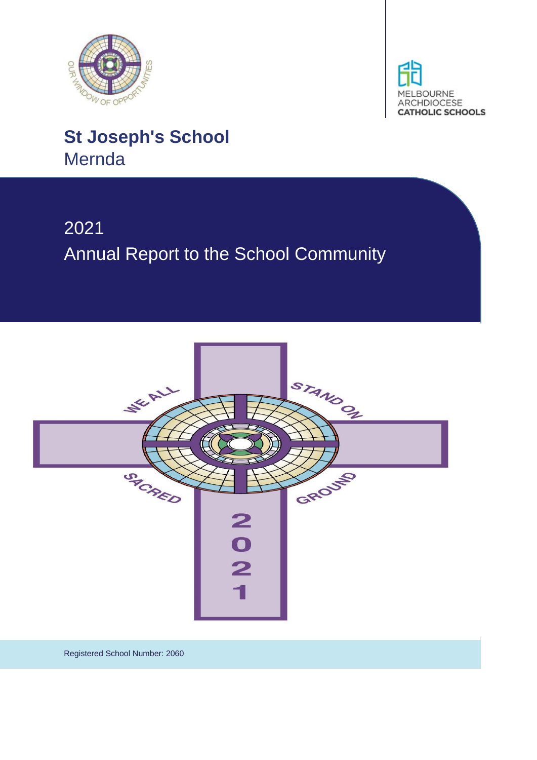# St Joseph's School

Mernda

## 2021

## Annual Report to the School Community

Registered School Number: 2060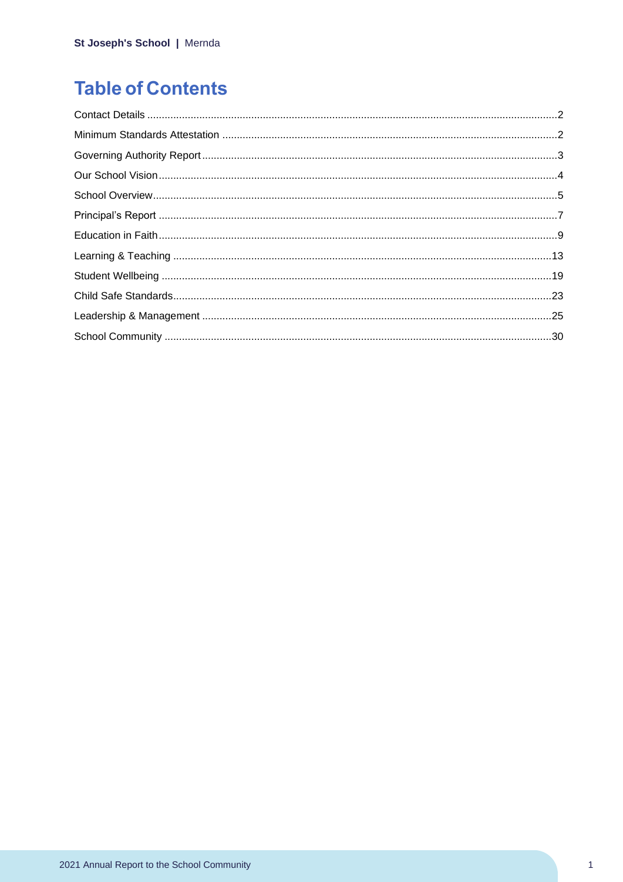# Table of Contents

Contact Details ............................................................ 2

Minimum Standards Attestation ............................................................ 2

Governing Authority Report ............................................................ 3

Our School Vision ............................................................ 4

School Overview ............................................................ 5

Principal's Report ............................................................ 7

Education in Faith ............................................................ 9

Learning & Teaching ............................................................ 13

Student Wellbeing ............................................................ 19

Child Safe Standards ............................................................ 23

Leadership & Management ............................................................ 25

School Community ............................................................ 30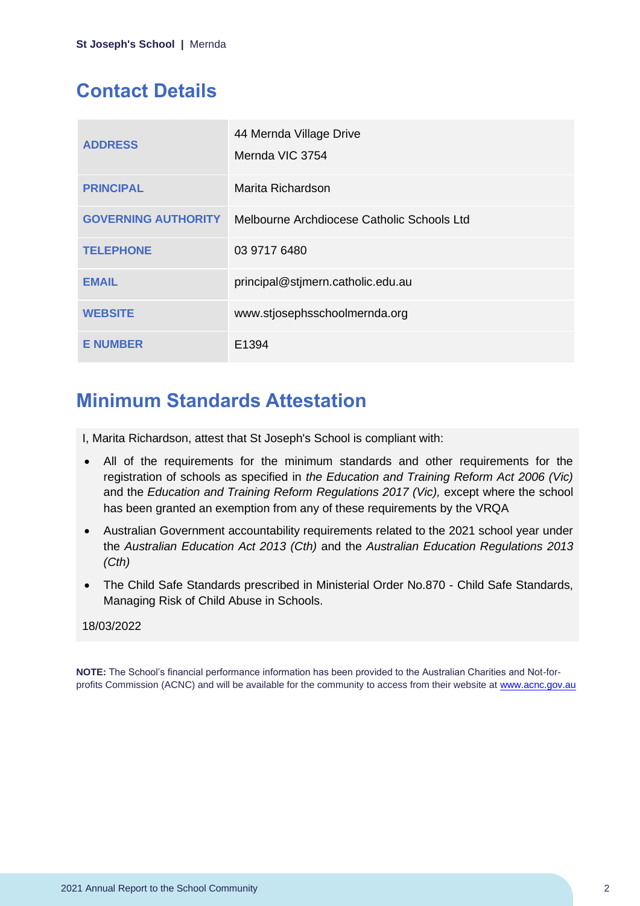## Contact Details

| | |
|---|---|
| **ADDRESS** | 44 Mernda Village Drive<br>Mernda VIC 3754 |
| **PRINCIPAL** | Marita Richardson |
| **GOVERNING AUTHORITY** | Melbourne Archdiocese Catholic Schools Ltd |
| **TELEPHONE** | 03 9717 6480 |
| **EMAIL** | principal@stjmern.catholic.edu.au |
| **WEBSITE** | www.stjosephsschoolmernda.org |
| **E NUMBER** | E1394 |

## Minimum Standards Attestation

I, Marita Richardson, attest that St Joseph's School is compliant with:

- All of the requirements for the minimum standards and other requirements for the registration of schools as specified in *the Education and Training Reform Act 2006 (Vic)* and the *Education and Training Reform Regulations 2017 (Vic),* except where the school has been granted an exemption from any of these requirements by the VRQA
- Australian Government accountability requirements related to the 2021 school year under the *Australian Education Act 2013 (Cth)* and the *Australian Education Regulations 2013 (Cth)*
- The Child Safe Standards prescribed in Ministerial Order No.870 - Child Safe Standards, Managing Risk of Child Abuse in Schools.

18/03/2022

**NOTE:** The School's financial performance information has been provided to the Australian Charities and Not-for-profits Commission (ACNC) and will be available for the community to access from their website at www.acnc.gov.au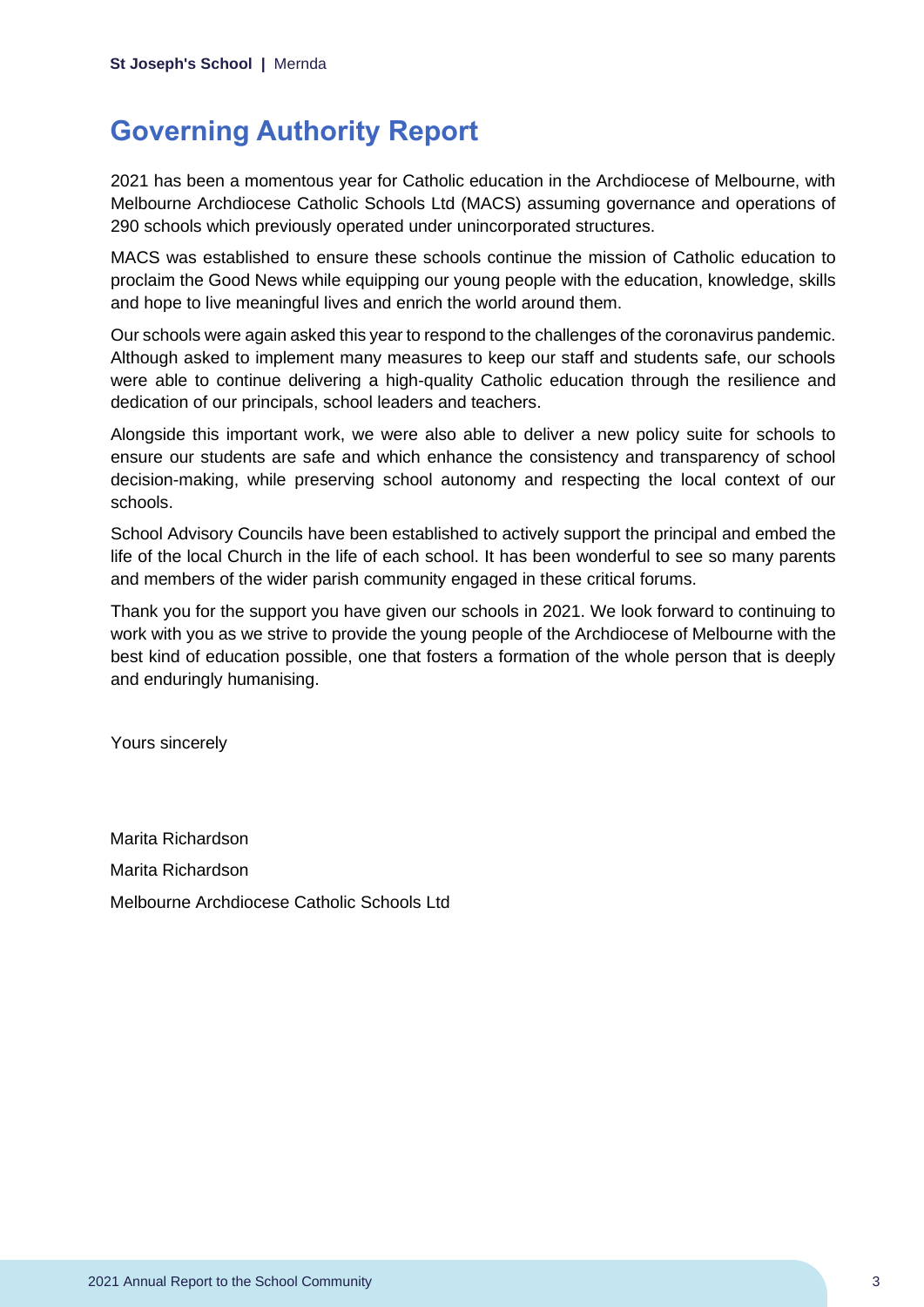# Governing Authority Report

2021 has been a momentous year for Catholic education in the Archdiocese of Melbourne, with Melbourne Archdiocese Catholic Schools Ltd (MACS) assuming governance and operations of 290 schools which previously operated under unincorporated structures.

MACS was established to ensure these schools continue the mission of Catholic education to proclaim the Good News while equipping our young people with the education, knowledge, skills and hope to live meaningful lives and enrich the world around them.

Our schools were again asked this year to respond to the challenges of the coronavirus pandemic. Although asked to implement many measures to keep our staff and students safe, our schools were able to continue delivering a high-quality Catholic education through the resilience and dedication of our principals, school leaders and teachers.

Alongside this important work, we were also able to deliver a new policy suite for schools to ensure our students are safe and which enhance the consistency and transparency of school decision-making, while preserving school autonomy and respecting the local context of our schools.

School Advisory Councils have been established to actively support the principal and embed the life of the local Church in the life of each school. It has been wonderful to see so many parents and members of the wider parish community engaged in these critical forums.

Thank you for the support you have given our schools in 2021. We look forward to continuing to work with you as we strive to provide the young people of the Archdiocese of Melbourne with the best kind of education possible, one that fosters a formation of the whole person that is deeply and enduringly humanising.

Yours sincerely

Marita Richardson

Marita Richardson

Melbourne Archdiocese Catholic Schools Ltd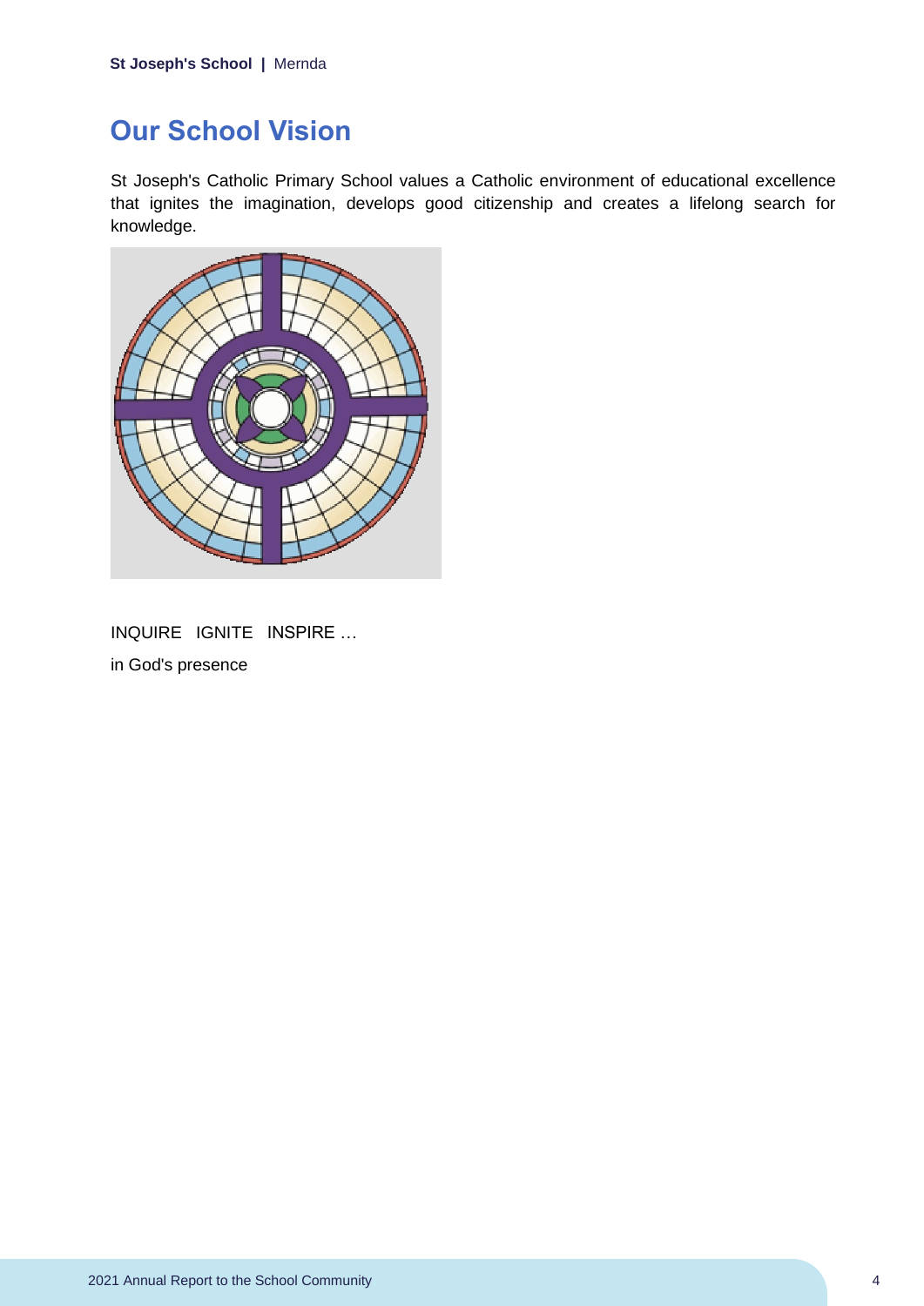## Our School Vision

St Joseph's Catholic Primary School values a Catholic environment of educational excellence that ignites the imagination, develops good citizenship and creates a lifelong search for knowledge.

INQUIRE   IGNITE   INSPIRE …

in God's presence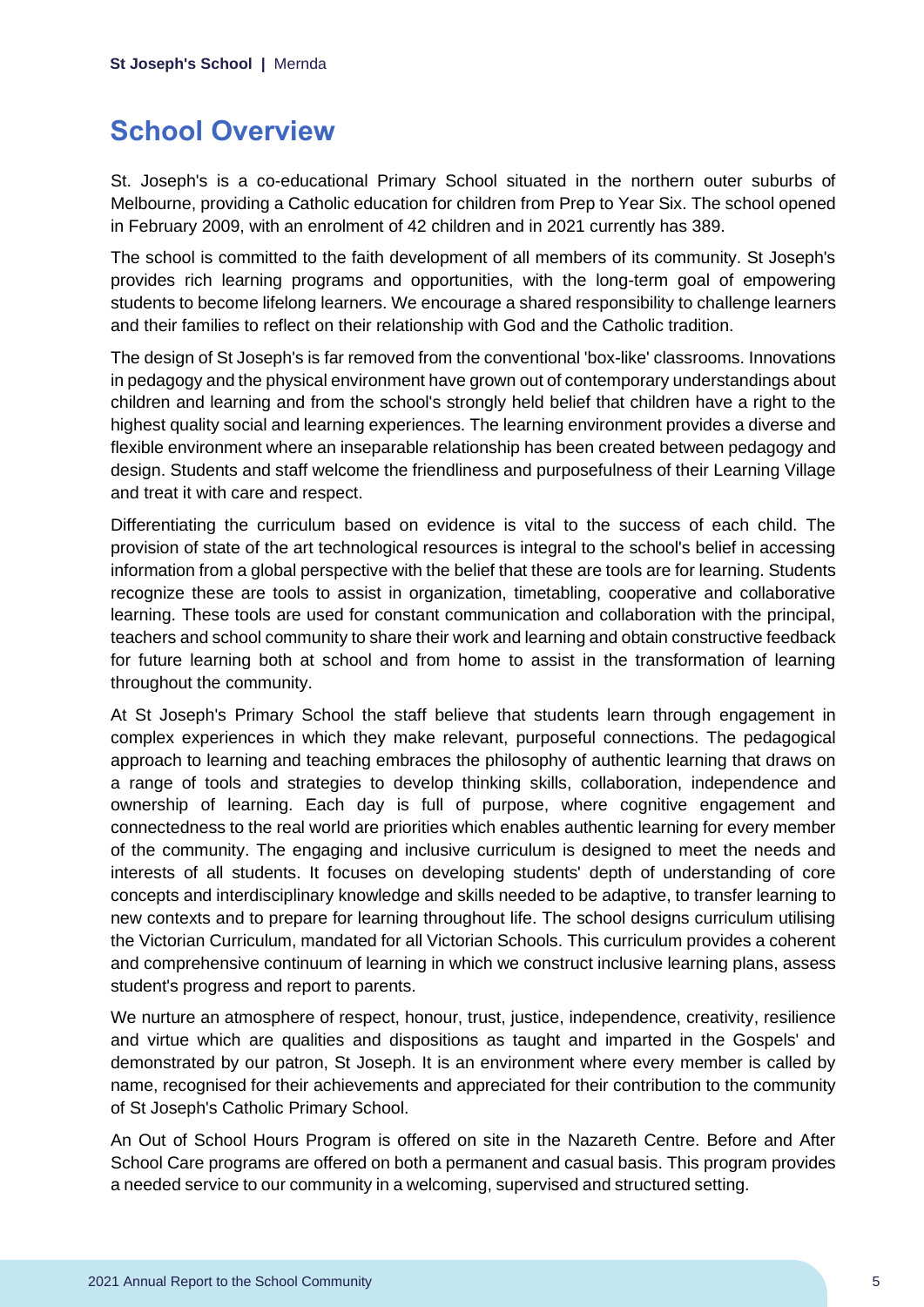## School Overview

St. Joseph's is a co-educational Primary School situated in the northern outer suburbs of Melbourne, providing a Catholic education for children from Prep to Year Six. The school opened in February 2009, with an enrolment of 42 children and in 2021 currently has 389.

The school is committed to the faith development of all members of its community. St Joseph's provides rich learning programs and opportunities, with the long-term goal of empowering students to become lifelong learners. We encourage a shared responsibility to challenge learners and their families to reflect on their relationship with God and the Catholic tradition.

The design of St Joseph's is far removed from the conventional 'box-like' classrooms. Innovations in pedagogy and the physical environment have grown out of contemporary understandings about children and learning and from the school's strongly held belief that children have a right to the highest quality social and learning experiences. The learning environment provides a diverse and flexible environment where an inseparable relationship has been created between pedagogy and design. Students and staff welcome the friendliness and purposefulness of their Learning Village and treat it with care and respect.

Differentiating the curriculum based on evidence is vital to the success of each child. The provision of state of the art technological resources is integral to the school's belief in accessing information from a global perspective with the belief that these are tools are for learning. Students recognize these are tools to assist in organization, timetabling, cooperative and collaborative learning. These tools are used for constant communication and collaboration with the principal, teachers and school community to share their work and learning and obtain constructive feedback for future learning both at school and from home to assist in the transformation of learning throughout the community.

At St Joseph's Primary School the staff believe that students learn through engagement in complex experiences in which they make relevant, purposeful connections. The pedagogical approach to learning and teaching embraces the philosophy of authentic learning that draws on a range of tools and strategies to develop thinking skills, collaboration, independence and ownership of learning. Each day is full of purpose, where cognitive engagement and connectedness to the real world are priorities which enables authentic learning for every member of the community. The engaging and inclusive curriculum is designed to meet the needs and interests of all students. It focuses on developing students' depth of understanding of core concepts and interdisciplinary knowledge and skills needed to be adaptive, to transfer learning to new contexts and to prepare for learning throughout life. The school designs curriculum utilising the Victorian Curriculum, mandated for all Victorian Schools. This curriculum provides a coherent and comprehensive continuum of learning in which we construct inclusive learning plans, assess student's progress and report to parents.

We nurture an atmosphere of respect, honour, trust, justice, independence, creativity, resilience and virtue which are qualities and dispositions as taught and imparted in the Gospels' and demonstrated by our patron, St Joseph. It is an environment where every member is called by name, recognised for their achievements and appreciated for their contribution to the community of St Joseph's Catholic Primary School.

An Out of School Hours Program is offered on site in the Nazareth Centre. Before and After School Care programs are offered on both a permanent and casual basis. This program provides a needed service to our community in a welcoming, supervised and structured setting.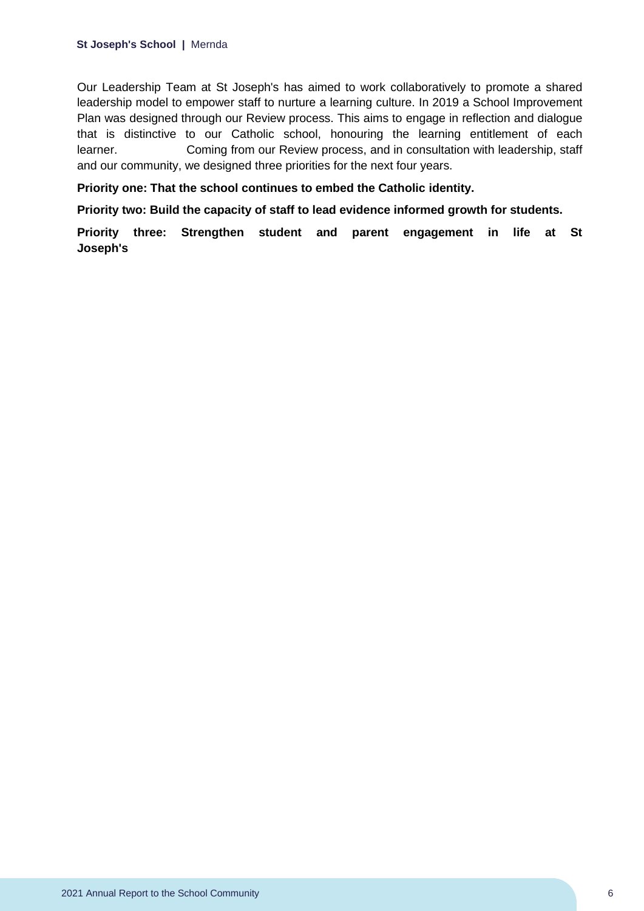Our Leadership Team at St Joseph's has aimed to work collaboratively to promote a shared leadership model to empower staff to nurture a learning culture. In 2019 a School Improvement Plan was designed through our Review process. This aims to engage in reflection and dialogue that is distinctive to our Catholic school, honouring the learning entitlement of each learner. Coming from our Review process, and in consultation with leadership, staff and our community, we designed three priorities for the next four years.

**Priority one: That the school continues to embed the Catholic identity.**

**Priority two: Build the capacity of staff to lead evidence informed growth for students.**

**Priority three: Strengthen student and parent engagement in life at St Joseph's**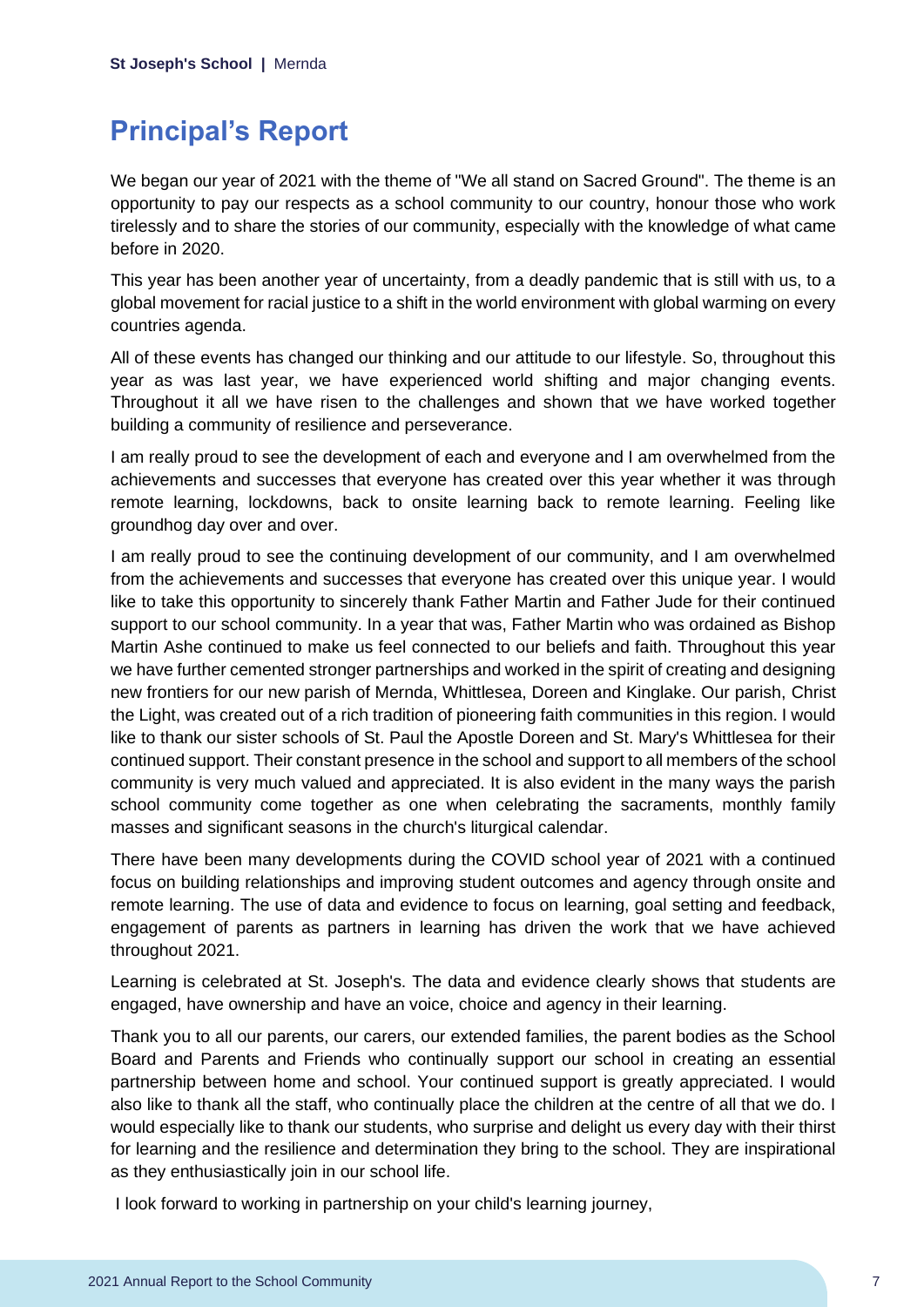# Principal's Report

We began our year of 2021 with the theme of "We all stand on Sacred Ground". The theme is an opportunity to pay our respects as a school community to our country, honour those who work tirelessly and to share the stories of our community, especially with the knowledge of what came before in 2020.

This year has been another year of uncertainty, from a deadly pandemic that is still with us, to a global movement for racial justice to a shift in the world environment with global warming on every countries agenda.

All of these events has changed our thinking and our attitude to our lifestyle. So, throughout this year as was last year, we have experienced world shifting and major changing events. Throughout it all we have risen to the challenges and shown that we have worked together building a community of resilience and perseverance.

I am really proud to see the development of each and everyone and I am overwhelmed from the achievements and successes that everyone has created over this year whether it was through remote learning, lockdowns, back to onsite learning back to remote learning. Feeling like groundhog day over and over.

I am really proud to see the continuing development of our community, and I am overwhelmed from the achievements and successes that everyone has created over this unique year. I would like to take this opportunity to sincerely thank Father Martin and Father Jude for their continued support to our school community. In a year that was, Father Martin who was ordained as Bishop Martin Ashe continued to make us feel connected to our beliefs and faith. Throughout this year we have further cemented stronger partnerships and worked in the spirit of creating and designing new frontiers for our new parish of Mernda, Whittlesea, Doreen and Kinglake. Our parish, Christ the Light, was created out of a rich tradition of pioneering faith communities in this region. I would like to thank our sister schools of St. Paul the Apostle Doreen and St. Mary's Whittlesea for their continued support. Their constant presence in the school and support to all members of the school community is very much valued and appreciated. It is also evident in the many ways the parish school community come together as one when celebrating the sacraments, monthly family masses and significant seasons in the church's liturgical calendar.

There have been many developments during the COVID school year of 2021 with a continued focus on building relationships and improving student outcomes and agency through onsite and remote learning. The use of data and evidence to focus on learning, goal setting and feedback, engagement of parents as partners in learning has driven the work that we have achieved throughout 2021.

Learning is celebrated at St. Joseph's. The data and evidence clearly shows that students are engaged, have ownership and have an voice, choice and agency in their learning.

Thank you to all our parents, our carers, our extended families, the parent bodies as the School Board and Parents and Friends who continually support our school in creating an essential partnership between home and school. Your continued support is greatly appreciated. I would also like to thank all the staff, who continually place the children at the centre of all that we do. I would especially like to thank our students, who surprise and delight us every day with their thirst for learning and the resilience and determination they bring to the school. They are inspirational as they enthusiastically join in our school life.

I look forward to working in partnership on your child's learning journey,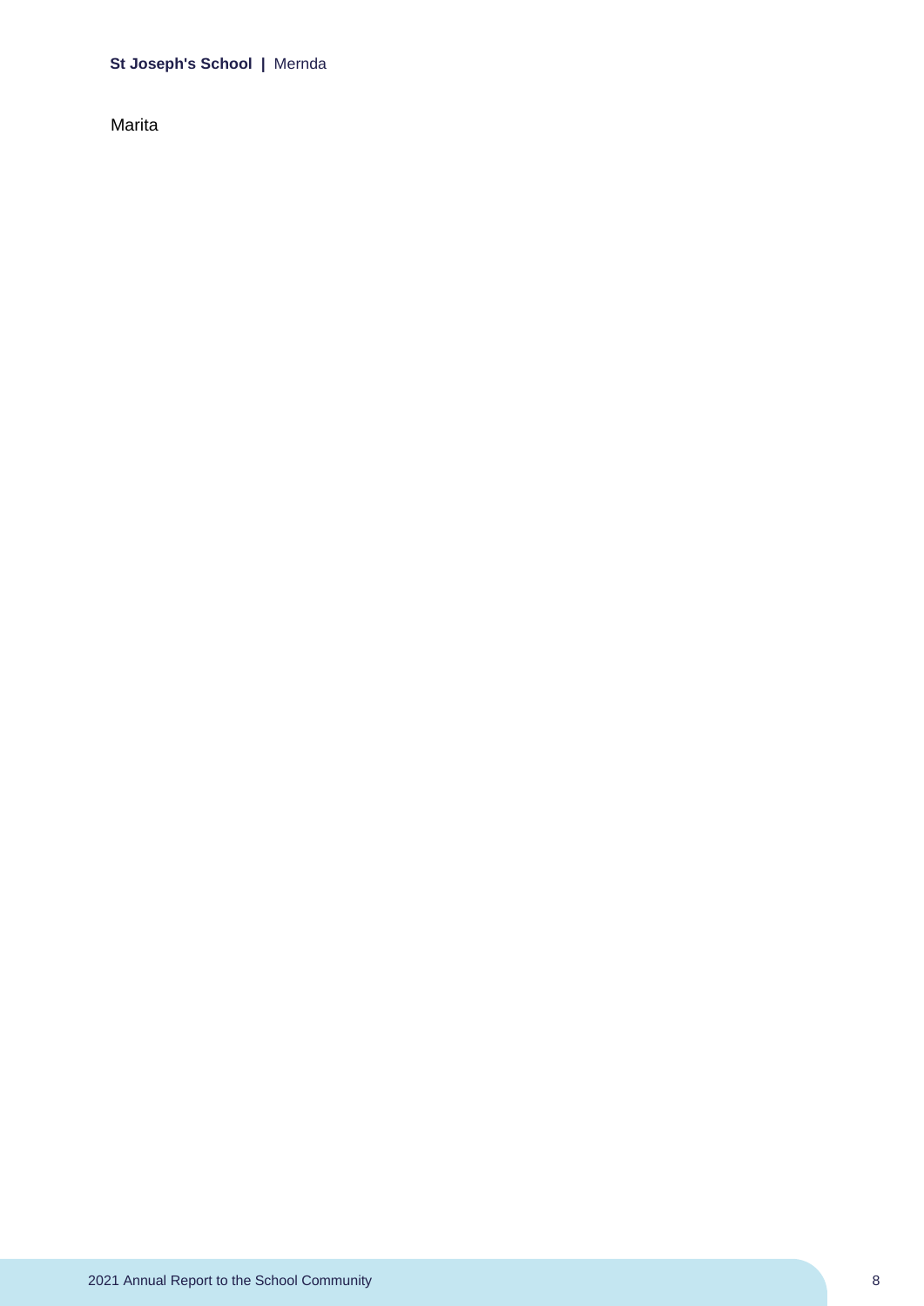Marita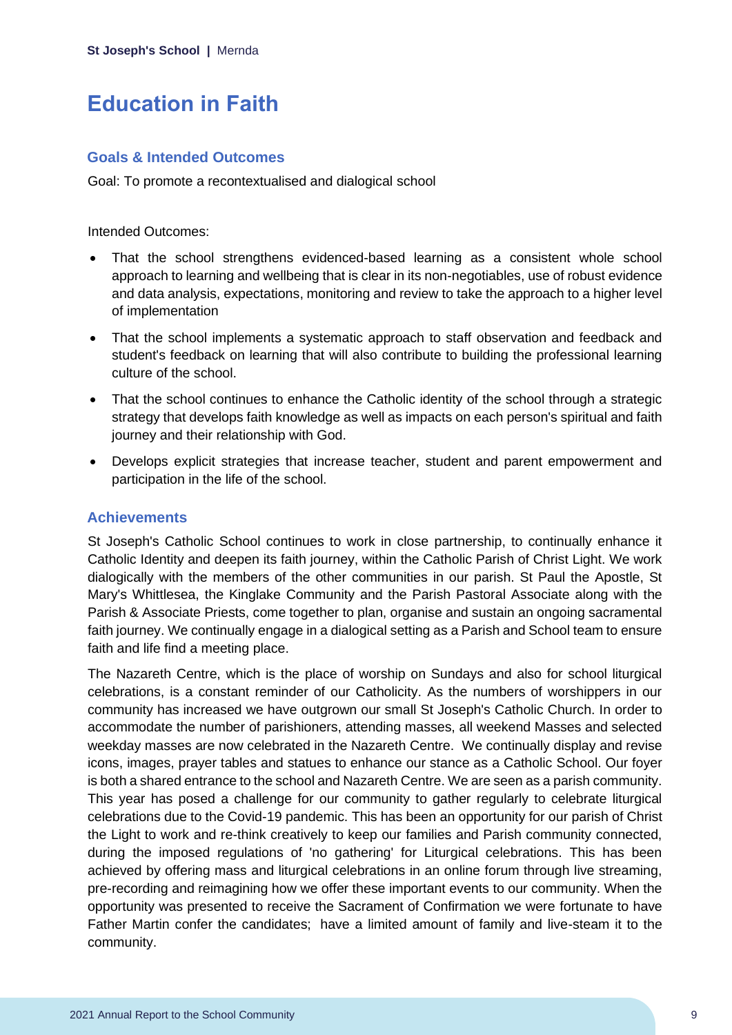# Education in Faith

## Goals & Intended Outcomes

Goal: To promote a recontextualised and dialogical school

Intended Outcomes:

- That the school strengthens evidenced-based learning as a consistent whole school approach to learning and wellbeing that is clear in its non-negotiables, use of robust evidence and data analysis, expectations, monitoring and review to take the approach to a higher level of implementation
- That the school implements a systematic approach to staff observation and feedback and student's feedback on learning that will also contribute to building the professional learning culture of the school.
- That the school continues to enhance the Catholic identity of the school through a strategic strategy that develops faith knowledge as well as impacts on each person's spiritual and faith journey and their relationship with God.
- Develops explicit strategies that increase teacher, student and parent empowerment and participation in the life of the school.

## Achievements

St Joseph's Catholic School continues to work in close partnership, to continually enhance it Catholic Identity and deepen its faith journey, within the Catholic Parish of Christ Light. We work dialogically with the members of the other communities in our parish. St Paul the Apostle, St Mary's Whittlesea, the Kinglake Community and the Parish Pastoral Associate along with the Parish & Associate Priests, come together to plan, organise and sustain an ongoing sacramental faith journey. We continually engage in a dialogical setting as a Parish and School team to ensure faith and life find a meeting place.

The Nazareth Centre, which is the place of worship on Sundays and also for school liturgical celebrations, is a constant reminder of our Catholicity. As the numbers of worshippers in our community has increased we have outgrown our small St Joseph's Catholic Church. In order to accommodate the number of parishioners, attending masses, all weekend Masses and selected weekday masses are now celebrated in the Nazareth Centre. We continually display and revise icons, images, prayer tables and statues to enhance our stance as a Catholic School. Our foyer is both a shared entrance to the school and Nazareth Centre. We are seen as a parish community. This year has posed a challenge for our community to gather regularly to celebrate liturgical celebrations due to the Covid-19 pandemic. This has been an opportunity for our parish of Christ the Light to work and re-think creatively to keep our families and Parish community connected, during the imposed regulations of 'no gathering' for Liturgical celebrations. This has been achieved by offering mass and liturgical celebrations in an online forum through live streaming, pre-recording and reimagining how we offer these important events to our community. When the opportunity was presented to receive the Sacrament of Confirmation we were fortunate to have Father Martin confer the candidates; have a limited amount of family and live-steam it to the community.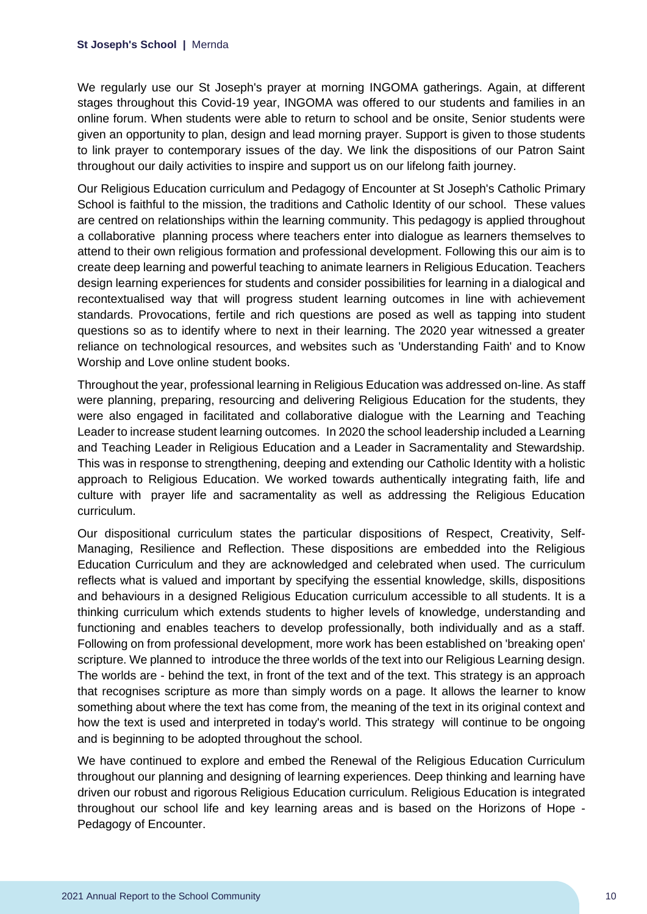We regularly use our St Joseph's prayer at morning INGOMA gatherings. Again, at different stages throughout this Covid-19 year, INGOMA was offered to our students and families in an online forum. When students were able to return to school and be onsite, Senior students were given an opportunity to plan, design and lead morning prayer. Support is given to those students to link prayer to contemporary issues of the day. We link the dispositions of our Patron Saint throughout our daily activities to inspire and support us on our lifelong faith journey.

Our Religious Education curriculum and Pedagogy of Encounter at St Joseph's Catholic Primary School is faithful to the mission, the traditions and Catholic Identity of our school. These values are centred on relationships within the learning community. This pedagogy is applied throughout a collaborative planning process where teachers enter into dialogue as learners themselves to attend to their own religious formation and professional development. Following this our aim is to create deep learning and powerful teaching to animate learners in Religious Education. Teachers design learning experiences for students and consider possibilities for learning in a dialogical and recontextualised way that will progress student learning outcomes in line with achievement standards. Provocations, fertile and rich questions are posed as well as tapping into student questions so as to identify where to next in their learning. The 2020 year witnessed a greater reliance on technological resources, and websites such as 'Understanding Faith' and to Know Worship and Love online student books.

Throughout the year, professional learning in Religious Education was addressed on-line. As staff were planning, preparing, resourcing and delivering Religious Education for the students, they were also engaged in facilitated and collaborative dialogue with the Learning and Teaching Leader to increase student learning outcomes. In 2020 the school leadership included a Learning and Teaching Leader in Religious Education and a Leader in Sacramentality and Stewardship. This was in response to strengthening, deeping and extending our Catholic Identity with a holistic approach to Religious Education. We worked towards authentically integrating faith, life and culture with prayer life and sacramentality as well as addressing the Religious Education curriculum.

Our dispositional curriculum states the particular dispositions of Respect, Creativity, Self-Managing, Resilience and Reflection. These dispositions are embedded into the Religious Education Curriculum and they are acknowledged and celebrated when used. The curriculum reflects what is valued and important by specifying the essential knowledge, skills, dispositions and behaviours in a designed Religious Education curriculum accessible to all students. It is a thinking curriculum which extends students to higher levels of knowledge, understanding and functioning and enables teachers to develop professionally, both individually and as a staff. Following on from professional development, more work has been established on 'breaking open' scripture. We planned to introduce the three worlds of the text into our Religious Learning design. The worlds are - behind the text, in front of the text and of the text. This strategy is an approach that recognises scripture as more than simply words on a page. It allows the learner to know something about where the text has come from, the meaning of the text in its original context and how the text is used and interpreted in today's world. This strategy will continue to be ongoing and is beginning to be adopted throughout the school.

We have continued to explore and embed the Renewal of the Religious Education Curriculum throughout our planning and designing of learning experiences. Deep thinking and learning have driven our robust and rigorous Religious Education curriculum. Religious Education is integrated throughout our school life and key learning areas and is based on the Horizons of Hope - Pedagogy of Encounter.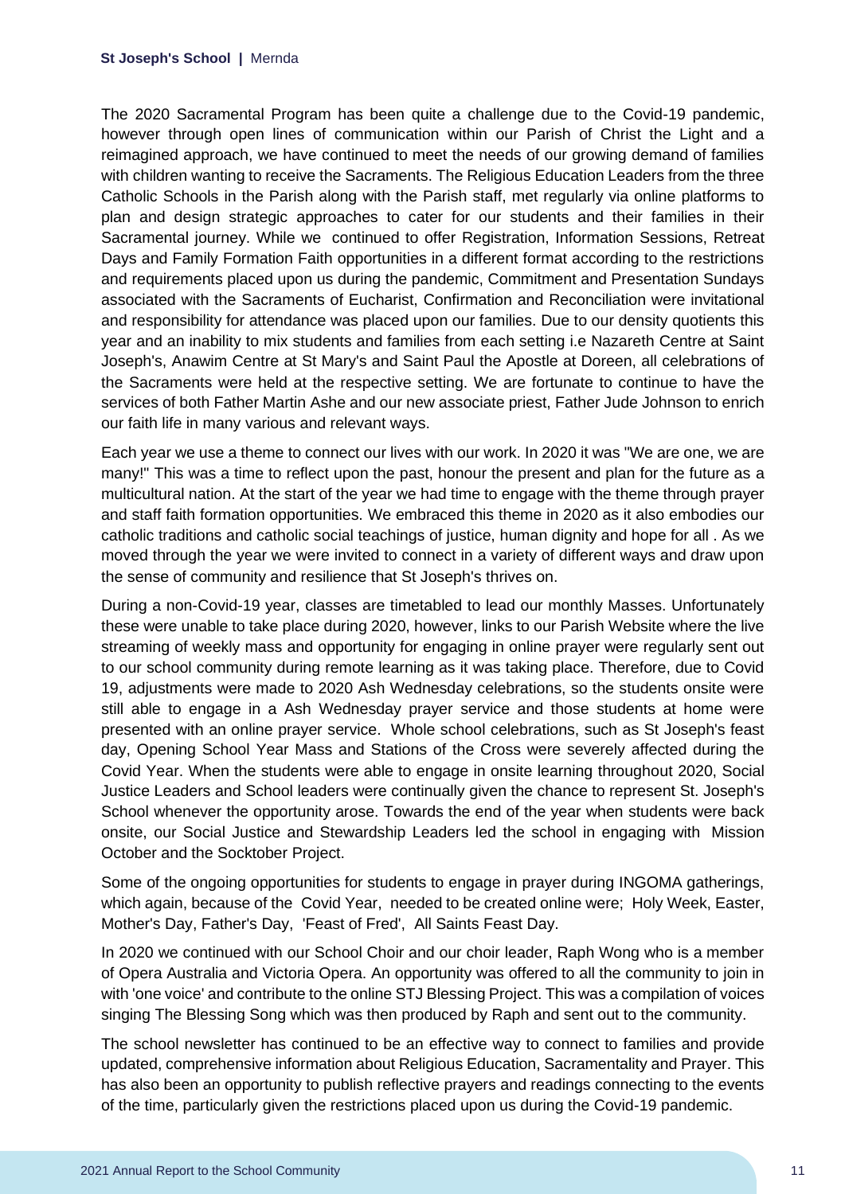The 2020 Sacramental Program has been quite a challenge due to the Covid-19 pandemic, however through open lines of communication within our Parish of Christ the Light and a reimagined approach, we have continued to meet the needs of our growing demand of families with children wanting to receive the Sacraments. The Religious Education Leaders from the three Catholic Schools in the Parish along with the Parish staff, met regularly via online platforms to plan and design strategic approaches to cater for our students and their families in their Sacramental journey. While we continued to offer Registration, Information Sessions, Retreat Days and Family Formation Faith opportunities in a different format according to the restrictions and requirements placed upon us during the pandemic, Commitment and Presentation Sundays associated with the Sacraments of Eucharist, Confirmation and Reconciliation were invitational and responsibility for attendance was placed upon our families. Due to our density quotients this year and an inability to mix students and families from each setting i.e Nazareth Centre at Saint Joseph's, Anawim Centre at St Mary's and Saint Paul the Apostle at Doreen, all celebrations of the Sacraments were held at the respective setting. We are fortunate to continue to have the services of both Father Martin Ashe and our new associate priest, Father Jude Johnson to enrich our faith life in many various and relevant ways.

Each year we use a theme to connect our lives with our work. In 2020 it was "We are one, we are many!" This was a time to reflect upon the past, honour the present and plan for the future as a multicultural nation. At the start of the year we had time to engage with the theme through prayer and staff faith formation opportunities. We embraced this theme in 2020 as it also embodies our catholic traditions and catholic social teachings of justice, human dignity and hope for all . As we moved through the year we were invited to connect in a variety of different ways and draw upon the sense of community and resilience that St Joseph's thrives on.

During a non-Covid-19 year, classes are timetabled to lead our monthly Masses. Unfortunately these were unable to take place during 2020, however, links to our Parish Website where the live streaming of weekly mass and opportunity for engaging in online prayer were regularly sent out to our school community during remote learning as it was taking place. Therefore, due to Covid 19, adjustments were made to 2020 Ash Wednesday celebrations, so the students onsite were still able to engage in a Ash Wednesday prayer service and those students at home were presented with an online prayer service. Whole school celebrations, such as St Joseph's feast day, Opening School Year Mass and Stations of the Cross were severely affected during the Covid Year. When the students were able to engage in onsite learning throughout 2020, Social Justice Leaders and School leaders were continually given the chance to represent St. Joseph's School whenever the opportunity arose. Towards the end of the year when students were back onsite, our Social Justice and Stewardship Leaders led the school in engaging with Mission October and the Socktober Project.

Some of the ongoing opportunities for students to engage in prayer during INGOMA gatherings, which again, because of the Covid Year, needed to be created online were; Holy Week, Easter, Mother's Day, Father's Day, 'Feast of Fred', All Saints Feast Day.

In 2020 we continued with our School Choir and our choir leader, Raph Wong who is a member of Opera Australia and Victoria Opera. An opportunity was offered to all the community to join in with 'one voice' and contribute to the online STJ Blessing Project. This was a compilation of voices singing The Blessing Song which was then produced by Raph and sent out to the community.

The school newsletter has continued to be an effective way to connect to families and provide updated, comprehensive information about Religious Education, Sacramentality and Prayer. This has also been an opportunity to publish reflective prayers and readings connecting to the events of the time, particularly given the restrictions placed upon us during the Covid-19 pandemic.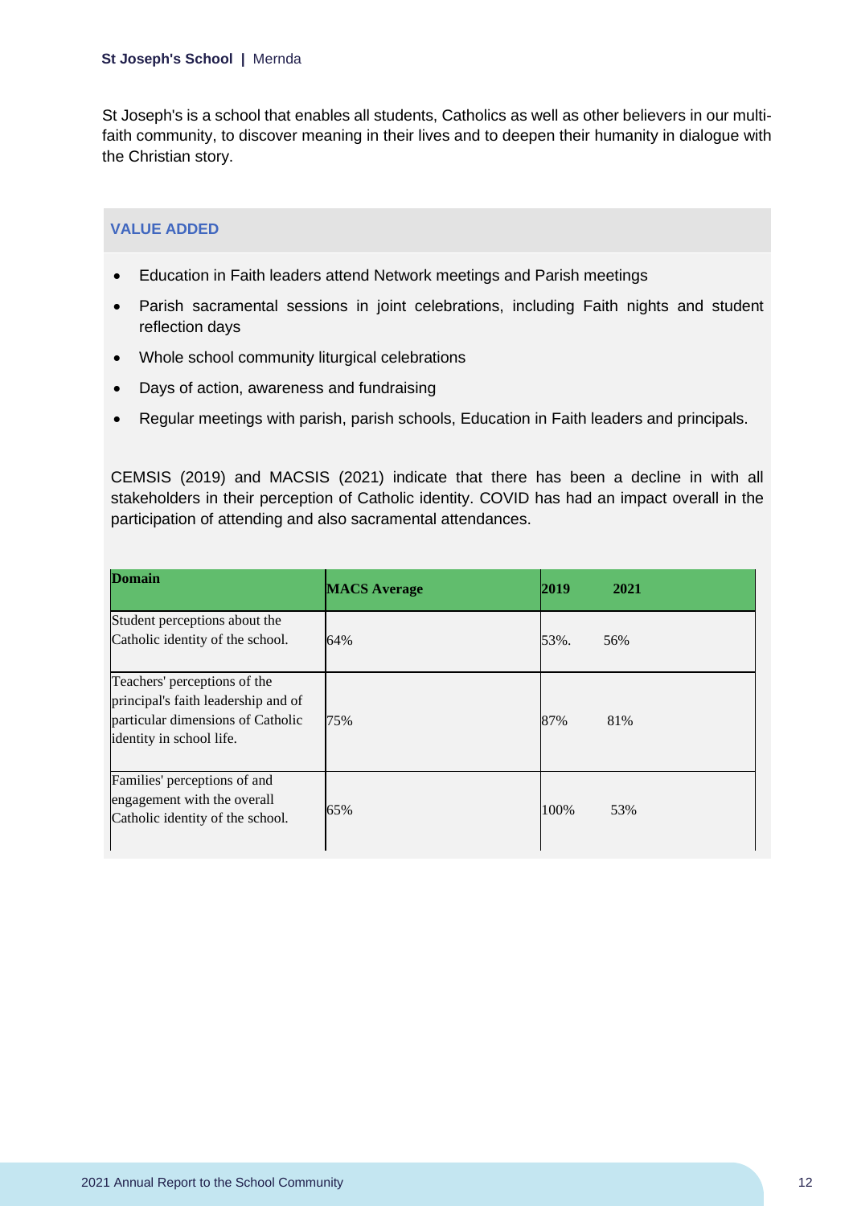St Joseph's is a school that enables all students, Catholics as well as other believers in our multi-faith community, to discover meaning in their lives and to deepen their humanity in dialogue with the Christian story.

### VALUE ADDED

- Education in Faith leaders attend Network meetings and Parish meetings
- Parish sacramental sessions in joint celebrations, including Faith nights and student reflection days
- Whole school community liturgical celebrations
- Days of action, awareness and fundraising
- Regular meetings with parish, parish schools, Education in Faith leaders and principals.

CEMSIS (2019) and MACSIS (2021) indicate that there has been a decline in with all stakeholders in their perception of Catholic identity. COVID has had an impact overall in the participation of attending and also sacramental attendances.

| Domain | MACS Average | 2019 | 2021 |
|---|---|---|---|
| Student perceptions about the Catholic identity of the school. | 64% | 53%. | 56% |
| Teachers' perceptions of the principal's faith leadership and of particular dimensions of Catholic identity in school life. | 75% | 87% | 81% |
| Families' perceptions of and engagement with the overall Catholic identity of the school. | 65% | 100% | 53% |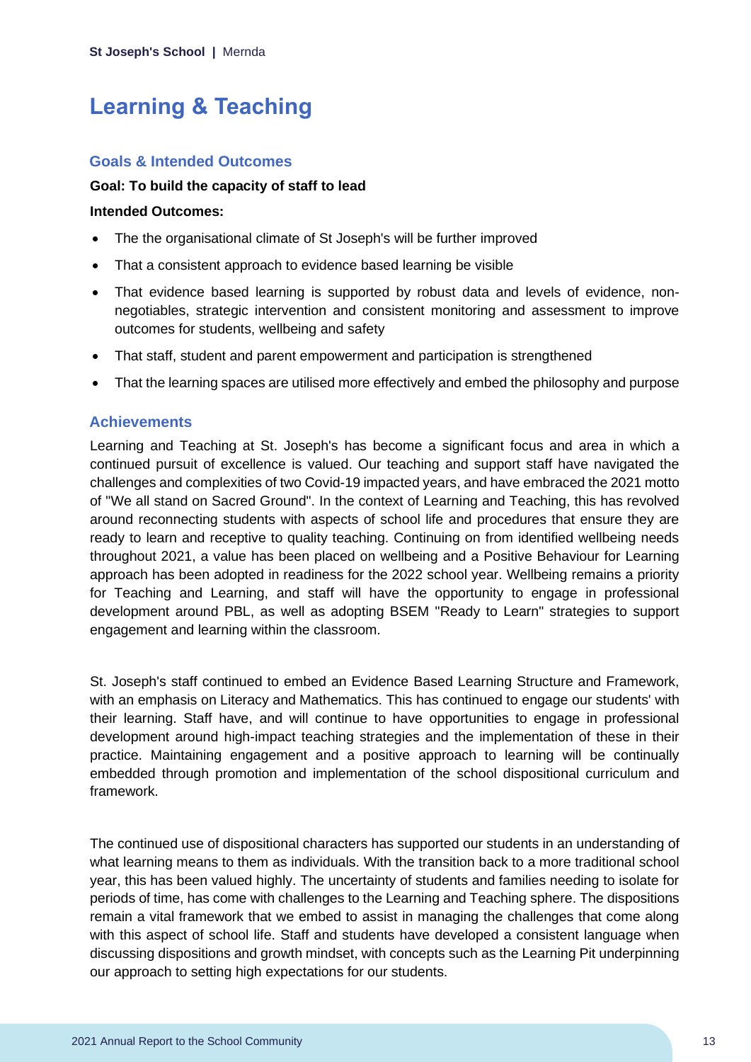# Learning & Teaching

## Goals & Intended Outcomes

**Goal: To build the capacity of staff to lead**

**Intended Outcomes:**

- The the organisational climate of St Joseph's will be further improved
- That a consistent approach to evidence based learning be visible
- That evidence based learning is supported by robust data and levels of evidence, non-negotiables, strategic intervention and consistent monitoring and assessment to improve outcomes for students, wellbeing and safety
- That staff, student and parent empowerment and participation is strengthened
- That the learning spaces are utilised more effectively and embed the philosophy and purpose

## Achievements

Learning and Teaching at St. Joseph's has become a significant focus and area in which a continued pursuit of excellence is valued. Our teaching and support staff have navigated the challenges and complexities of two Covid-19 impacted years, and have embraced the 2021 motto of "We all stand on Sacred Ground". In the context of Learning and Teaching, this has revolved around reconnecting students with aspects of school life and procedures that ensure they are ready to learn and receptive to quality teaching. Continuing on from identified wellbeing needs throughout 2021, a value has been placed on wellbeing and a Positive Behaviour for Learning approach has been adopted in readiness for the 2022 school year. Wellbeing remains a priority for Teaching and Learning, and staff will have the opportunity to engage in professional development around PBL, as well as adopting BSEM "Ready to Learn" strategies to support engagement and learning within the classroom.

St. Joseph's staff continued to embed an Evidence Based Learning Structure and Framework, with an emphasis on Literacy and Mathematics. This has continued to engage our students' with their learning. Staff have, and will continue to have opportunities to engage in professional development around high-impact teaching strategies and the implementation of these in their practice. Maintaining engagement and a positive approach to learning will be continually embedded through promotion and implementation of the school dispositional curriculum and framework.

The continued use of dispositional characters has supported our students in an understanding of what learning means to them as individuals. With the transition back to a more traditional school year, this has been valued highly. The uncertainty of students and families needing to isolate for periods of time, has come with challenges to the Learning and Teaching sphere. The dispositions remain a vital framework that we embed to assist in managing the challenges that come along with this aspect of school life. Staff and students have developed a consistent language when discussing dispositions and growth mindset, with concepts such as the Learning Pit underpinning our approach to setting high expectations for our students.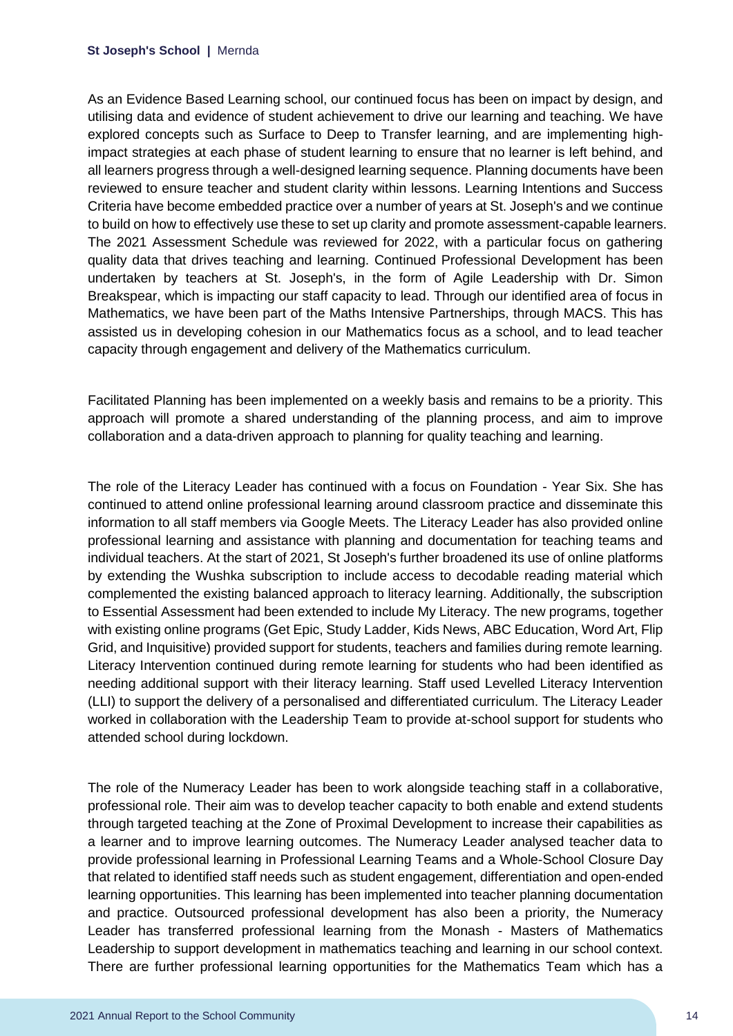As an Evidence Based Learning school, our continued focus has been on impact by design, and utilising data and evidence of student achievement to drive our learning and teaching. We have explored concepts such as Surface to Deep to Transfer learning, and are implementing high-impact strategies at each phase of student learning to ensure that no learner is left behind, and all learners progress through a well-designed learning sequence. Planning documents have been reviewed to ensure teacher and student clarity within lessons. Learning Intentions and Success Criteria have become embedded practice over a number of years at St. Joseph's and we continue to build on how to effectively use these to set up clarity and promote assessment-capable learners. The 2021 Assessment Schedule was reviewed for 2022, with a particular focus on gathering quality data that drives teaching and learning. Continued Professional Development has been undertaken by teachers at St. Joseph's, in the form of Agile Leadership with Dr. Simon Breakspear, which is impacting our staff capacity to lead. Through our identified area of focus in Mathematics, we have been part of the Maths Intensive Partnerships, through MACS. This has assisted us in developing cohesion in our Mathematics focus as a school, and to lead teacher capacity through engagement and delivery of the Mathematics curriculum.

Facilitated Planning has been implemented on a weekly basis and remains to be a priority. This approach will promote a shared understanding of the planning process, and aim to improve collaboration and a data-driven approach to planning for quality teaching and learning.

The role of the Literacy Leader has continued with a focus on Foundation - Year Six. She has continued to attend online professional learning around classroom practice and disseminate this information to all staff members via Google Meets. The Literacy Leader has also provided online professional learning and assistance with planning and documentation for teaching teams and individual teachers. At the start of 2021, St Joseph's further broadened its use of online platforms by extending the Wushka subscription to include access to decodable reading material which complemented the existing balanced approach to literacy learning. Additionally, the subscription to Essential Assessment had been extended to include My Literacy. The new programs, together with existing online programs (Get Epic, Study Ladder, Kids News, ABC Education, Word Art, Flip Grid, and Inquisitive) provided support for students, teachers and families during remote learning. Literacy Intervention continued during remote learning for students who had been identified as needing additional support with their literacy learning. Staff used Levelled Literacy Intervention (LLI) to support the delivery of a personalised and differentiated curriculum. The Literacy Leader worked in collaboration with the Leadership Team to provide at-school support for students who attended school during lockdown.

The role of the Numeracy Leader has been to work alongside teaching staff in a collaborative, professional role. Their aim was to develop teacher capacity to both enable and extend students through targeted teaching at the Zone of Proximal Development to increase their capabilities as a learner and to improve learning outcomes. The Numeracy Leader analysed teacher data to provide professional learning in Professional Learning Teams and a Whole-School Closure Day that related to identified staff needs such as student engagement, differentiation and open-ended learning opportunities. This learning has been implemented into teacher planning documentation and practice. Outsourced professional development has also been a priority, the Numeracy Leader has transferred professional learning from the Monash - Masters of Mathematics Leadership to support development in mathematics teaching and learning in our school context. There are further professional learning opportunities for the Mathematics Team which has a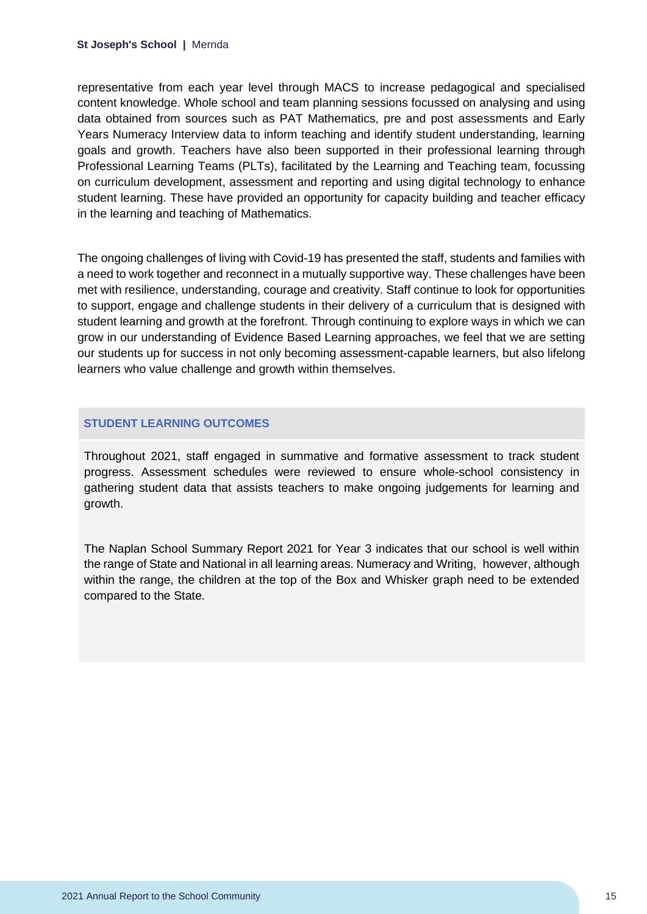representative from each year level through MACS to increase pedagogical and specialised content knowledge. Whole school and team planning sessions focussed on analysing and using data obtained from sources such as PAT Mathematics, pre and post assessments and Early Years Numeracy Interview data to inform teaching and identify student understanding, learning goals and growth. Teachers have also been supported in their professional learning through Professional Learning Teams (PLTs), facilitated by the Learning and Teaching team, focussing on curriculum development, assessment and reporting and using digital technology to enhance student learning. These have provided an opportunity for capacity building and teacher efficacy in the learning and teaching of Mathematics.

The ongoing challenges of living with Covid-19 has presented the staff, students and families with a need to work together and reconnect in a mutually supportive way. These challenges have been met with resilience, understanding, courage and creativity. Staff continue to look for opportunities to support, engage and challenge students in their delivery of a curriculum that is designed with student learning and growth at the forefront. Through continuing to explore ways in which we can grow in our understanding of Evidence Based Learning approaches, we feel that we are setting our students up for success in not only becoming assessment-capable learners, but also lifelong learners who value challenge and growth within themselves.

## STUDENT LEARNING OUTCOMES

Throughout 2021, staff engaged in summative and formative assessment to track student progress. Assessment schedules were reviewed to ensure whole-school consistency in gathering student data that assists teachers to make ongoing judgements for learning and growth.

The Naplan School Summary Report 2021 for Year 3 indicates that our school is well within the range of State and National in all learning areas. Numeracy and Writing, however, although within the range, the children at the top of the Box and Whisker graph need to be extended compared to the State.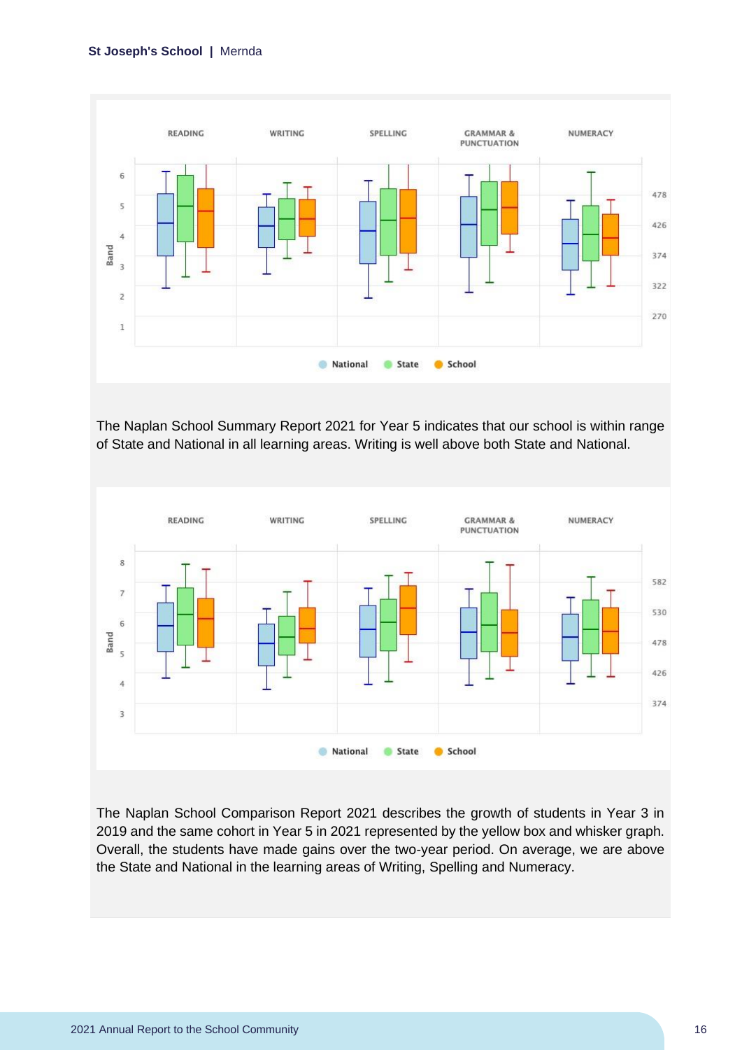READING WRITING SPELLING GRAMMAR & PUNCTUATION NUMERACY

Band

National State School

The Naplan School Summary Report 2021 for Year 5 indicates that our school is within range of State and National in all learning areas. Writing is well above both State and National.

READING WRITING SPELLING GRAMMAR & PUNCTUATION NUMERACY

Band

National State School

The Naplan School Comparison Report 2021 describes the growth of students in Year 3 in 2019 and the same cohort in Year 5 in 2021 represented by the yellow box and whisker graph. Overall, the students have made gains over the two-year period. On average, we are above the State and National in the learning areas of Writing, Spelling and Numeracy.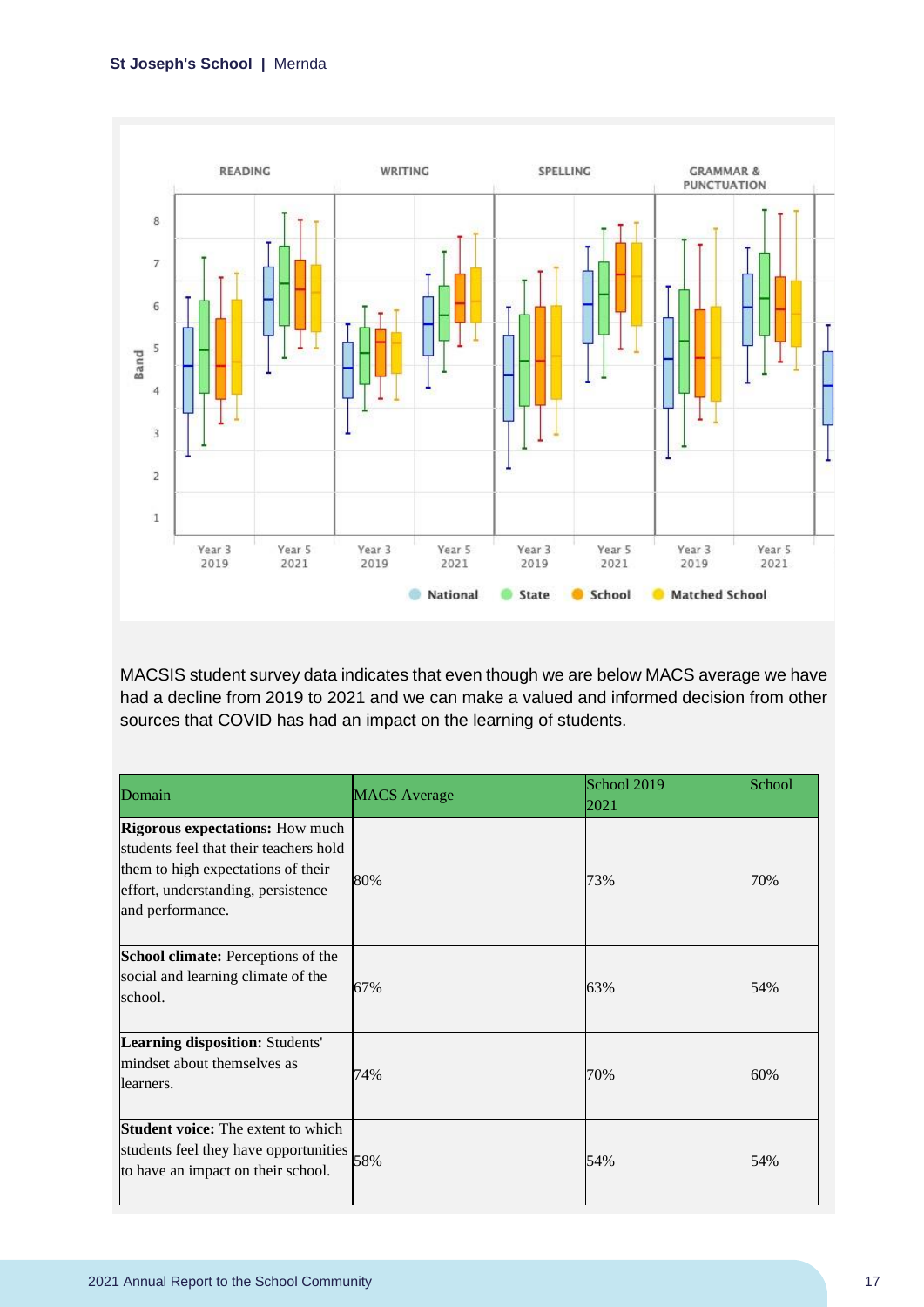MACSIS student survey data indicates that even though we are below MACS average we have had a decline from 2019 to 2021 and we can make a valued and informed decision from other sources that COVID has had an impact on the learning of students.

| Domain | MACS Average | School 2019 | School 2021 |
|---|---|---|---|
| **Rigorous expectations:** How much students feel that their teachers hold them to high expectations of their effort, understanding, persistence and performance. | 80% | 73% | 70% |
| **School climate:** Perceptions of the social and learning climate of the school. | 67% | 63% | 54% |
| **Learning disposition:** Students' mindset about themselves as learners. | 74% | 70% | 60% |
| **Student voice:** The extent to which students feel they have opportunities to have an impact on their school. | 58% | 54% | 54% |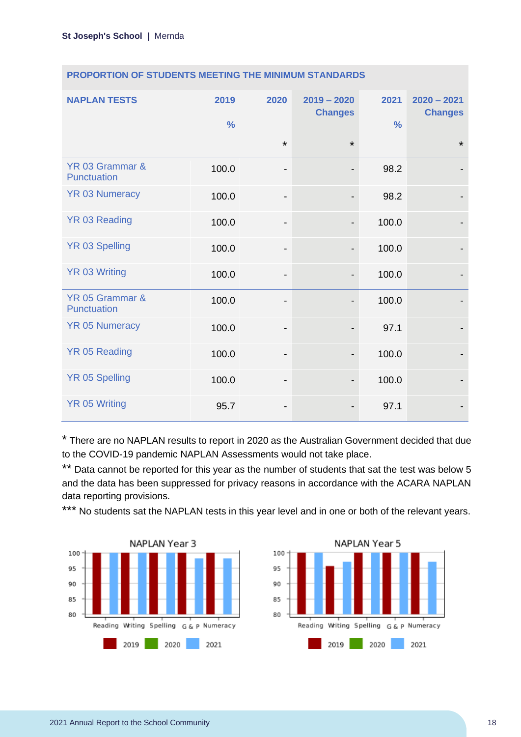## PROPORTION OF STUDENTS MEETING THE MINIMUM STANDARDS

| NAPLAN TESTS | 2019 % | 2020 * | 2019 – 2020 Changes * | 2021 % | 2020 – 2021 Changes * |
|---|---|---|---|---|---|
| YR 03 Grammar & Punctuation | 100.0 | - | - | 98.2 | - |
| YR 03 Numeracy | 100.0 | - | - | 98.2 | - |
| YR 03 Reading | 100.0 | - | - | 100.0 | - |
| YR 03 Spelling | 100.0 | - | - | 100.0 | - |
| YR 03 Writing | 100.0 | - | - | 100.0 | - |
| YR 05 Grammar & Punctuation | 100.0 | - | - | 100.0 | - |
| YR 05 Numeracy | 100.0 | - | - | 97.1 | - |
| YR 05 Reading | 100.0 | - | - | 100.0 | - |
| YR 05 Spelling | 100.0 | - | - | 100.0 | - |
| YR 05 Writing | 95.7 | - | - | 97.1 | - |

* There are no NAPLAN results to report in 2020 as the Australian Government decided that due to the COVID-19 pandemic NAPLAN Assessments would not take place.

** Data cannot be reported for this year as the number of students that sat the test was below 5 and the data has been suppressed for privacy reasons in accordance with the ACARA NAPLAN data reporting provisions.

*** No students sat the NAPLAN tests in this year level and in one or both of the relevant years.

NAPLAN Year 3

NAPLAN Year 5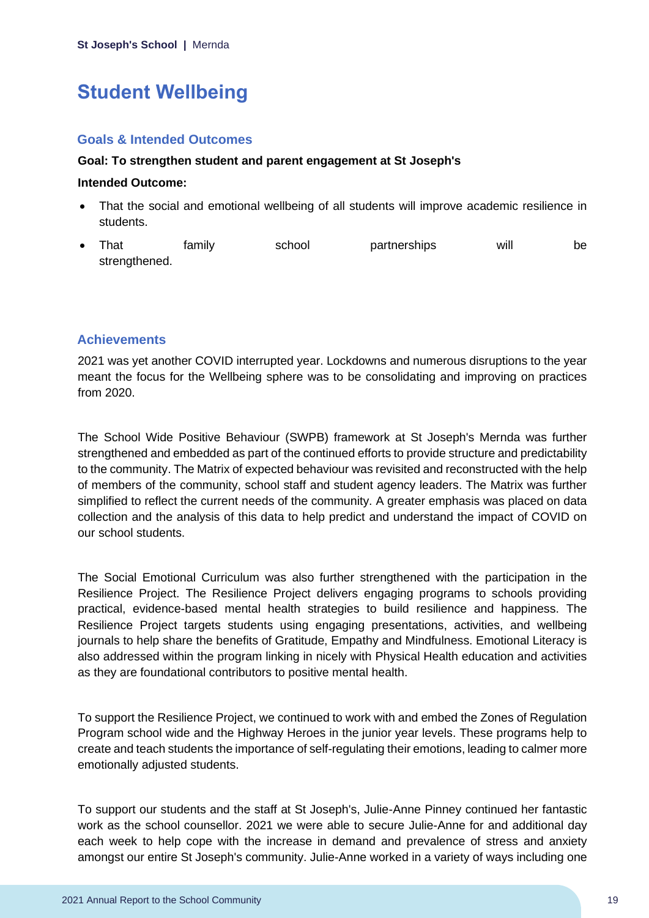# Student Wellbeing

## Goals & Intended Outcomes

**Goal: To strengthen student and parent engagement at St Joseph's**

**Intended Outcome:**

- That the social and emotional wellbeing of all students will improve academic resilience in students.
- That family school partnerships will be strengthened.

## Achievements

2021 was yet another COVID interrupted year. Lockdowns and numerous disruptions to the year meant the focus for the Wellbeing sphere was to be consolidating and improving on practices from 2020.

The School Wide Positive Behaviour (SWPB) framework at St Joseph's Mernda was further strengthened and embedded as part of the continued efforts to provide structure and predictability to the community. The Matrix of expected behaviour was revisited and reconstructed with the help of members of the community, school staff and student agency leaders. The Matrix was further simplified to reflect the current needs of the community. A greater emphasis was placed on data collection and the analysis of this data to help predict and understand the impact of COVID on our school students.

The Social Emotional Curriculum was also further strengthened with the participation in the Resilience Project. The Resilience Project delivers engaging programs to schools providing practical, evidence-based mental health strategies to build resilience and happiness. The Resilience Project targets students using engaging presentations, activities, and wellbeing journals to help share the benefits of Gratitude, Empathy and Mindfulness. Emotional Literacy is also addressed within the program linking in nicely with Physical Health education and activities as they are foundational contributors to positive mental health.

To support the Resilience Project, we continued to work with and embed the Zones of Regulation Program school wide and the Highway Heroes in the junior year levels. These programs help to create and teach students the importance of self-regulating their emotions, leading to calmer more emotionally adjusted students.

To support our students and the staff at St Joseph's, Julie-Anne Pinney continued her fantastic work as the school counsellor. 2021 we were able to secure Julie-Anne for and additional day each week to help cope with the increase in demand and prevalence of stress and anxiety amongst our entire St Joseph's community. Julie-Anne worked in a variety of ways including one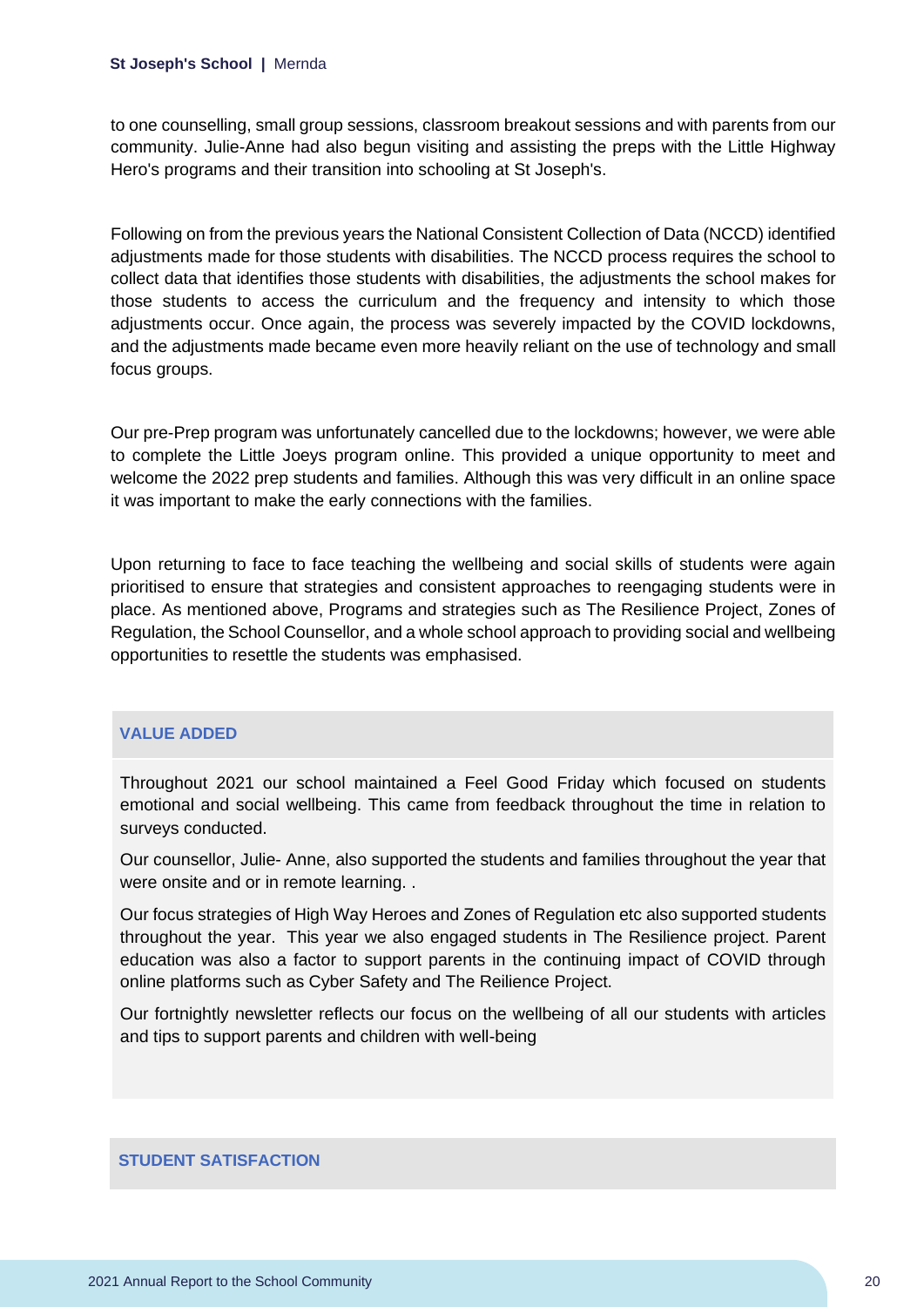to one counselling, small group sessions, classroom breakout sessions and with parents from our community. Julie-Anne had also begun visiting and assisting the preps with the Little Highway Hero's programs and their transition into schooling at St Joseph's.

Following on from the previous years the National Consistent Collection of Data (NCCD) identified adjustments made for those students with disabilities. The NCCD process requires the school to collect data that identifies those students with disabilities, the adjustments the school makes for those students to access the curriculum and the frequency and intensity to which those adjustments occur. Once again, the process was severely impacted by the COVID lockdowns, and the adjustments made became even more heavily reliant on the use of technology and small focus groups.

Our pre-Prep program was unfortunately cancelled due to the lockdowns; however, we were able to complete the Little Joeys program online. This provided a unique opportunity to meet and welcome the 2022 prep students and families. Although this was very difficult in an online space it was important to make the early connections with the families.

Upon returning to face to face teaching the wellbeing and social skills of students were again prioritised to ensure that strategies and consistent approaches to reengaging students were in place. As mentioned above, Programs and strategies such as The Resilience Project, Zones of Regulation, the School Counsellor, and a whole school approach to providing social and wellbeing opportunities to resettle the students was emphasised.

## VALUE ADDED

Throughout 2021 our school maintained a Feel Good Friday which focused on students emotional and social wellbeing. This came from feedback throughout the time in relation to surveys conducted.

Our counsellor, Julie- Anne, also supported the students and families throughout the year that were onsite and or in remote learning. .

Our focus strategies of High Way Heroes and Zones of Regulation etc also supported students throughout the year. This year we also engaged students in The Resilience project. Parent education was also a factor to support parents in the continuing impact of COVID through online platforms such as Cyber Safety and The Reilience Project.

Our fortnightly newsletter reflects our focus on the wellbeing of all our students with articles and tips to support parents and children with well-being

## STUDENT SATISFACTION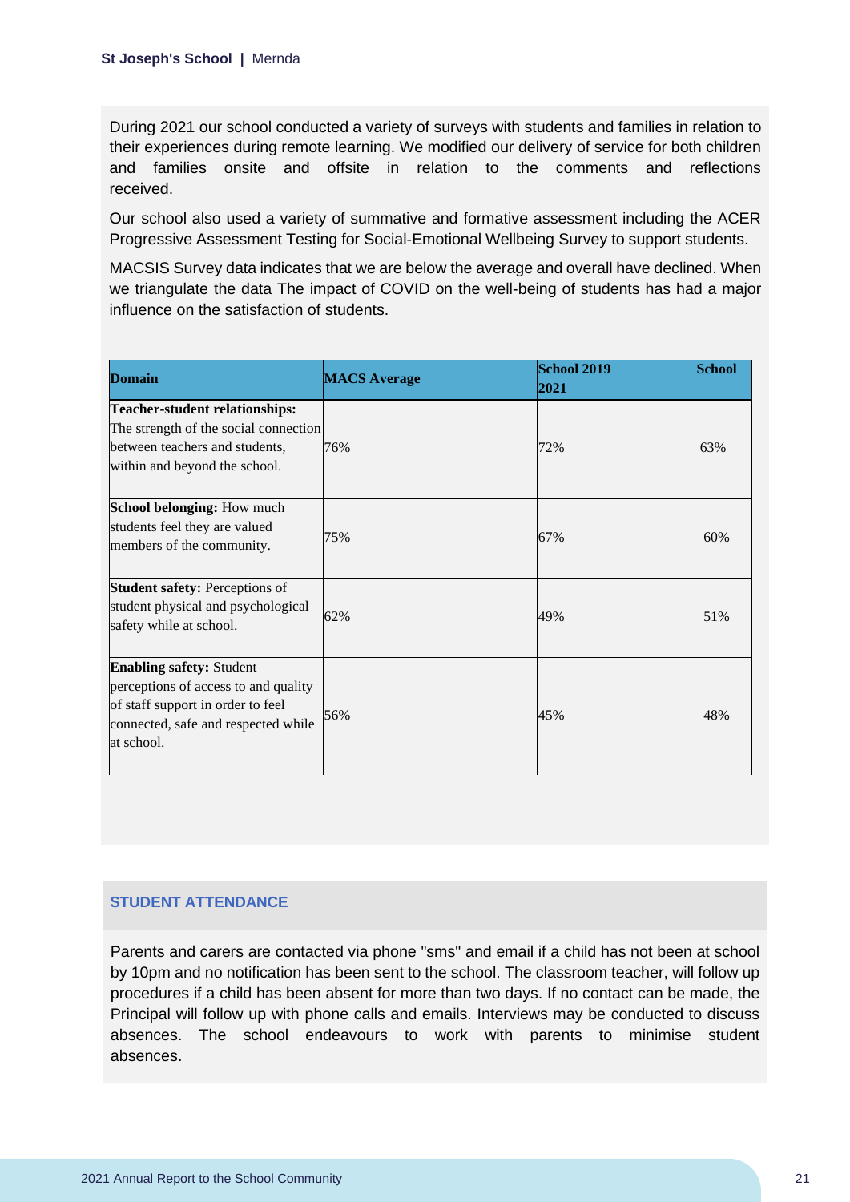During 2021 our school conducted a variety of surveys with students and families in relation to their experiences during remote learning. We modified our delivery of service for both children and families onsite and offsite in relation to the comments and reflections received.

Our school also used a variety of summative and formative assessment including the ACER Progressive Assessment Testing for Social-Emotional Wellbeing Survey to support students.

MACSIS Survey data indicates that we are below the average and overall have declined. When we triangulate the data The impact of COVID on the well-being of students has had a major influence on the satisfaction of students.

| Domain | MACS Average | School 2019 | School 2021 |
|---|---|---|---|
| **Teacher-student relationships:** The strength of the social connection between teachers and students, within and beyond the school. | 76% | 72% | 63% |
| **School belonging:** How much students feel they are valued members of the community. | 75% | 67% | 60% |
| **Student safety:** Perceptions of student physical and psychological safety while at school. | 62% | 49% | 51% |
| **Enabling safety:** Student perceptions of access to and quality of staff support in order to feel connected, safe and respected while at school. | 56% | 45% | 48% |

## STUDENT ATTENDANCE

Parents and carers are contacted via phone "sms" and email if a child has not been at school by 10pm and no notification has been sent to the school. The classroom teacher, will follow up procedures if a child has been absent for more than two days. If no contact can be made, the Principal will follow up with phone calls and emails. Interviews may be conducted to discuss absences. The school endeavours to work with parents to minimise student absences.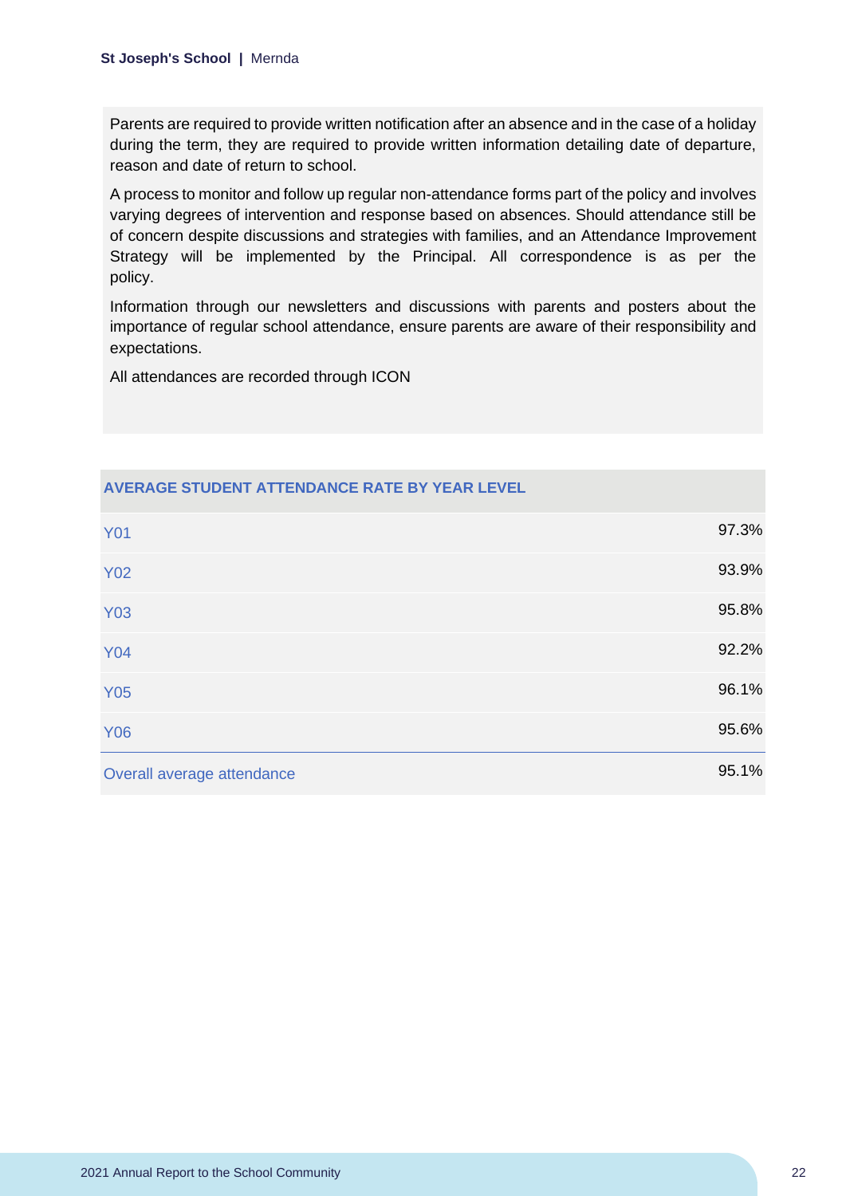Parents are required to provide written notification after an absence and in the case of a holiday during the term, they are required to provide written information detailing date of departure, reason and date of return to school.

A process to monitor and follow up regular non-attendance forms part of the policy and involves varying degrees of intervention and response based on absences. Should attendance still be of concern despite discussions and strategies with families, and an Attendance Improvement Strategy will be implemented by the Principal. All correspondence is as per the policy.

Information through our newsletters and discussions with parents and posters about the importance of regular school attendance, ensure parents are aware of their responsibility and expectations.

All attendances are recorded through ICON

| AVERAGE STUDENT ATTENDANCE RATE BY YEAR LEVEL | |
|---|---|
| Y01 | 97.3% |
| Y02 | 93.9% |
| Y03 | 95.8% |
| Y04 | 92.2% |
| Y05 | 96.1% |
| Y06 | 95.6% |
| Overall average attendance | 95.1% |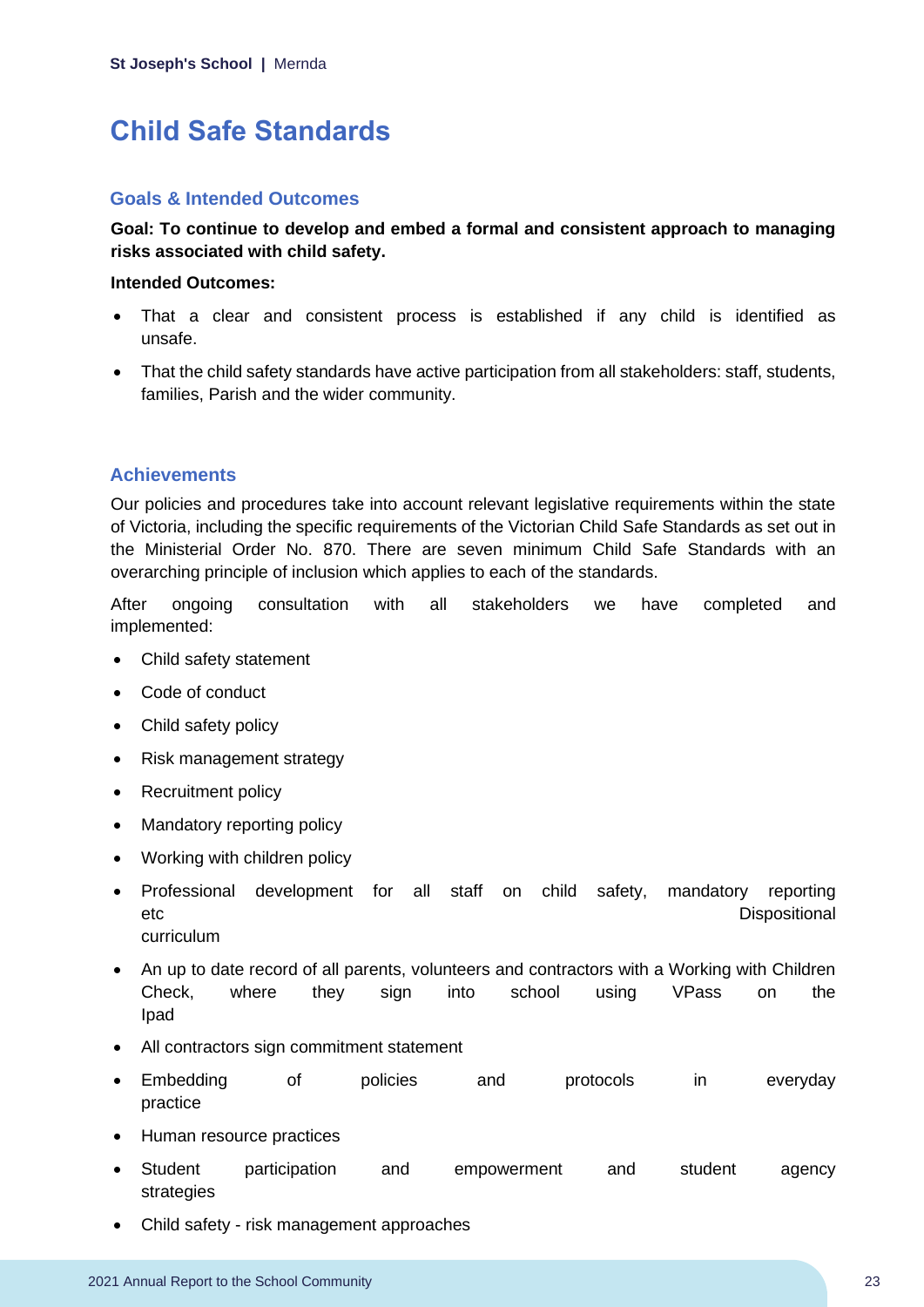# Child Safe Standards

## Goals & Intended Outcomes

**Goal: To continue to develop and embed a formal and consistent approach to managing risks associated with child safety.**

**Intended Outcomes:**

- That a clear and consistent process is established if any child is identified as unsafe.
- That the child safety standards have active participation from all stakeholders: staff, students, families, Parish and the wider community.

## Achievements

Our policies and procedures take into account relevant legislative requirements within the state of Victoria, including the specific requirements of the Victorian Child Safe Standards as set out in the Ministerial Order No. 870. There are seven minimum Child Safe Standards with an overarching principle of inclusion which applies to each of the standards.

After ongoing consultation with all stakeholders we have completed and implemented:

- Child safety statement
- Code of conduct
- Child safety policy
- Risk management strategy
- Recruitment policy
- Mandatory reporting policy
- Working with children policy
- Professional development for all staff on child safety, mandatory reporting etc Dispositional curriculum
- An up to date record of all parents, volunteers and contractors with a Working with Children Check, where they sign into school using VPass on the Ipad
- All contractors sign commitment statement
- Embedding of policies and protocols in everyday practice
- Human resource practices
- Student participation and empowerment and student agency strategies
- Child safety - risk management approaches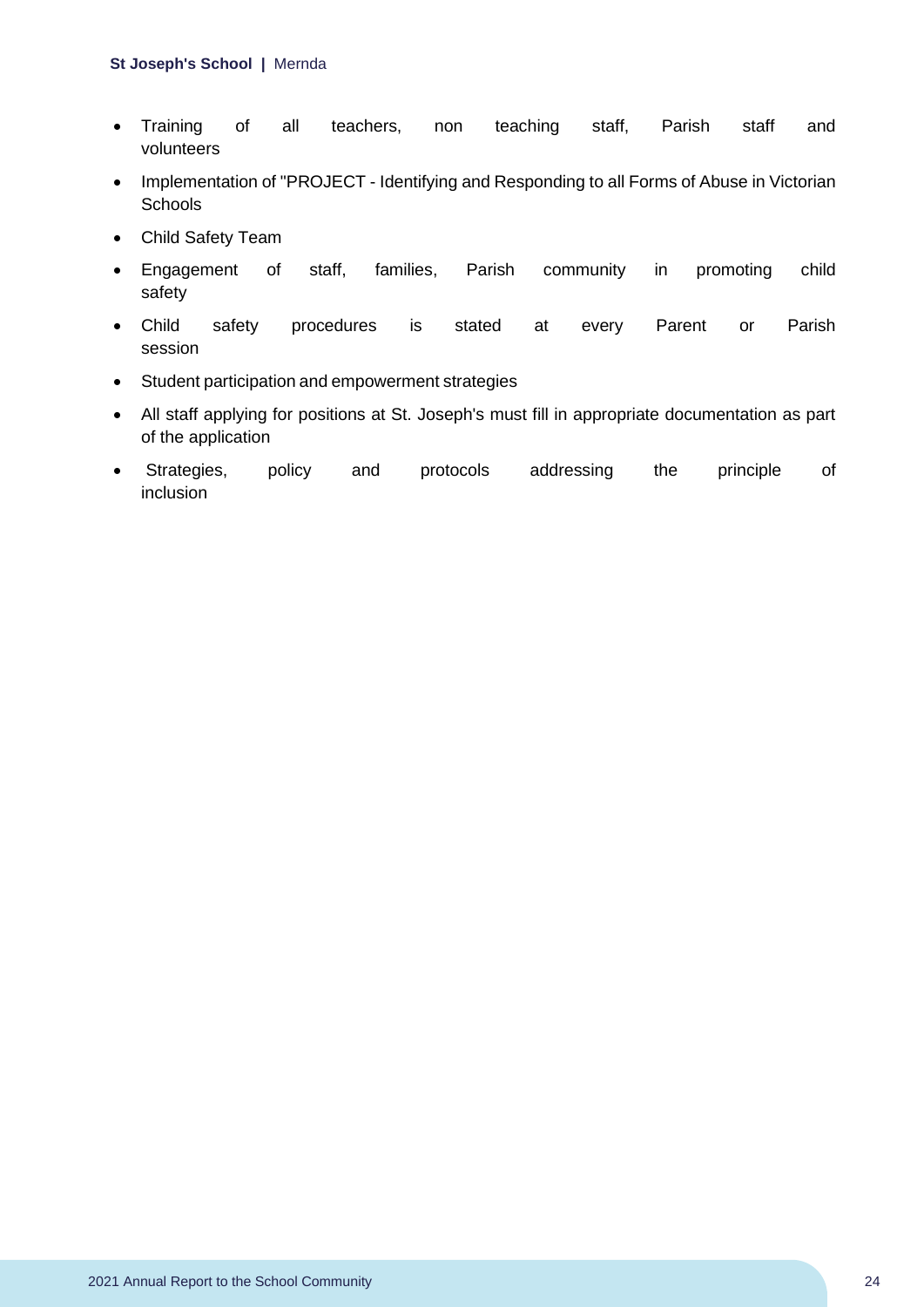- Training of all teachers, non teaching staff, Parish staff and volunteers
- Implementation of "PROJECT - Identifying and Responding to all Forms of Abuse in Victorian Schools
- Child Safety Team
- Engagement of staff, families, Parish community in promoting child safety
- Child safety procedures is stated at every Parent or Parish session
- Student participation and empowerment strategies
- All staff applying for positions at St. Joseph's must fill in appropriate documentation as part of the application
- Strategies, policy and protocols addressing the principle of inclusion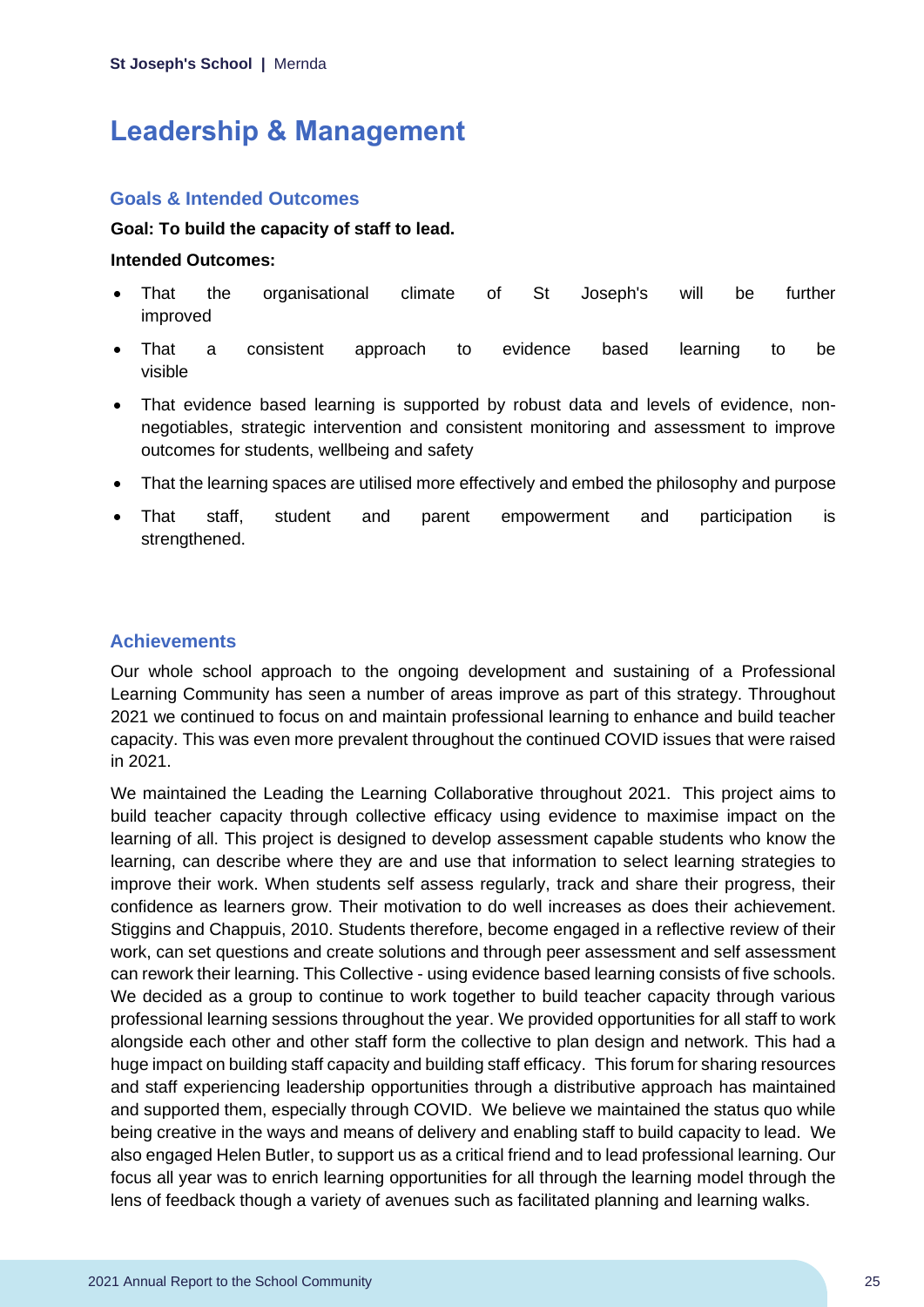# Leadership & Management

## Goals & Intended Outcomes

**Goal: To build the capacity of staff to lead.**

**Intended Outcomes:**

- That the organisational climate of St Joseph's will be further improved
- That a consistent approach to evidence based learning to be visible
- That evidence based learning is supported by robust data and levels of evidence, non-negotiables, strategic intervention and consistent monitoring and assessment to improve outcomes for students, wellbeing and safety
- That the learning spaces are utilised more effectively and embed the philosophy and purpose
- That staff, student and parent empowerment and participation is strengthened.

## Achievements

Our whole school approach to the ongoing development and sustaining of a Professional Learning Community has seen a number of areas improve as part of this strategy. Throughout 2021 we continued to focus on and maintain professional learning to enhance and build teacher capacity. This was even more prevalent throughout the continued COVID issues that were raised in 2021.

We maintained the Leading the Learning Collaborative throughout 2021. This project aims to build teacher capacity through collective efficacy using evidence to maximise impact on the learning of all. This project is designed to develop assessment capable students who know the learning, can describe where they are and use that information to select learning strategies to improve their work. When students self assess regularly, track and share their progress, their confidence as learners grow. Their motivation to do well increases as does their achievement. Stiggins and Chappuis, 2010. Students therefore, become engaged in a reflective review of their work, can set questions and create solutions and through peer assessment and self assessment can rework their learning. This Collective - using evidence based learning consists of five schools. We decided as a group to continue to work together to build teacher capacity through various professional learning sessions throughout the year. We provided opportunities for all staff to work alongside each other and other staff form the collective to plan design and network. This had a huge impact on building staff capacity and building staff efficacy. This forum for sharing resources and staff experiencing leadership opportunities through a distributive approach has maintained and supported them, especially through COVID. We believe we maintained the status quo while being creative in the ways and means of delivery and enabling staff to build capacity to lead. We also engaged Helen Butler, to support us as a critical friend and to lead professional learning. Our focus all year was to enrich learning opportunities for all through the learning model through the lens of feedback though a variety of avenues such as facilitated planning and learning walks.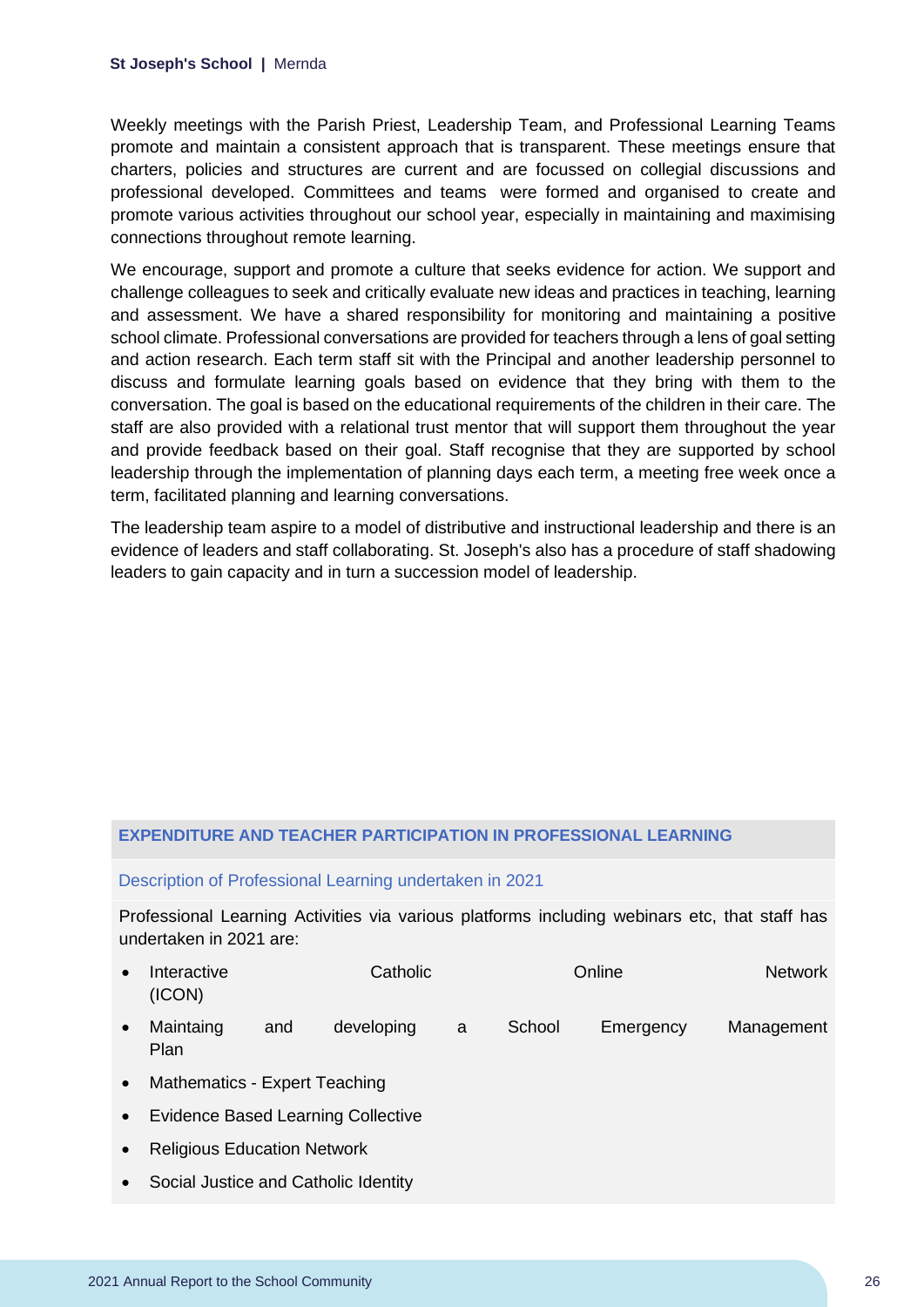Weekly meetings with the Parish Priest, Leadership Team, and Professional Learning Teams promote and maintain a consistent approach that is transparent. These meetings ensure that charters, policies and structures are current and are focussed on collegial discussions and professional developed. Committees and teams were formed and organised to create and promote various activities throughout our school year, especially in maintaining and maximising connections throughout remote learning.

We encourage, support and promote a culture that seeks evidence for action. We support and challenge colleagues to seek and critically evaluate new ideas and practices in teaching, learning and assessment. We have a shared responsibility for monitoring and maintaining a positive school climate. Professional conversations are provided for teachers through a lens of goal setting and action research. Each term staff sit with the Principal and another leadership personnel to discuss and formulate learning goals based on evidence that they bring with them to the conversation. The goal is based on the educational requirements of the children in their care. The staff are also provided with a relational trust mentor that will support them throughout the year and provide feedback based on their goal. Staff recognise that they are supported by school leadership through the implementation of planning days each term, a meeting free week once a term, facilitated planning and learning conversations.

The leadership team aspire to a model of distributive and instructional leadership and there is an evidence of leaders and staff collaborating. St. Joseph's also has a procedure of staff shadowing leaders to gain capacity and in turn a succession model of leadership.

## EXPENDITURE AND TEACHER PARTICIPATION IN PROFESSIONAL LEARNING

### Description of Professional Learning undertaken in 2021

Professional Learning Activities via various platforms including webinars etc, that staff has undertaken in 2021 are:

- Interactive Catholic Online Network (ICON)
- Maintaing and developing a School Emergency Management Plan
- Mathematics - Expert Teaching
- Evidence Based Learning Collective
- Religious Education Network
- Social Justice and Catholic Identity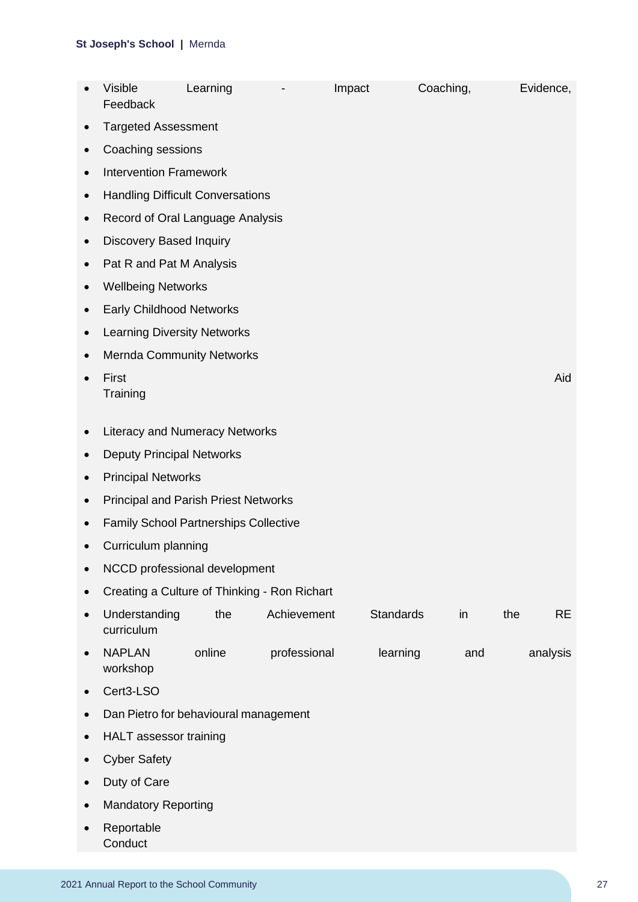- Visible Learning - Impact Coaching, Evidence, Feedback
- Targeted Assessment
- Coaching sessions
- Intervention Framework
- Handling Difficult Conversations
- Record of Oral Language Analysis
- Discovery Based Inquiry
- Pat R and Pat M Analysis
- Wellbeing Networks
- Early Childhood Networks
- Learning Diversity Networks
- Mernda Community Networks
- First Aid Training
- Literacy and Numeracy Networks
- Deputy Principal Networks
- Principal Networks
- Principal and Parish Priest Networks
- Family School Partnerships Collective
- Curriculum planning
- NCCD professional development
- Creating a Culture of Thinking - Ron Richart
- Understanding the Achievement Standards in the RE curriculum
- NAPLAN online professional learning and analysis workshop
- Cert3-LSO
- Dan Pietro for behavioural management
- HALT assessor training
- Cyber Safety
- Duty of Care
- Mandatory Reporting
- Reportable Conduct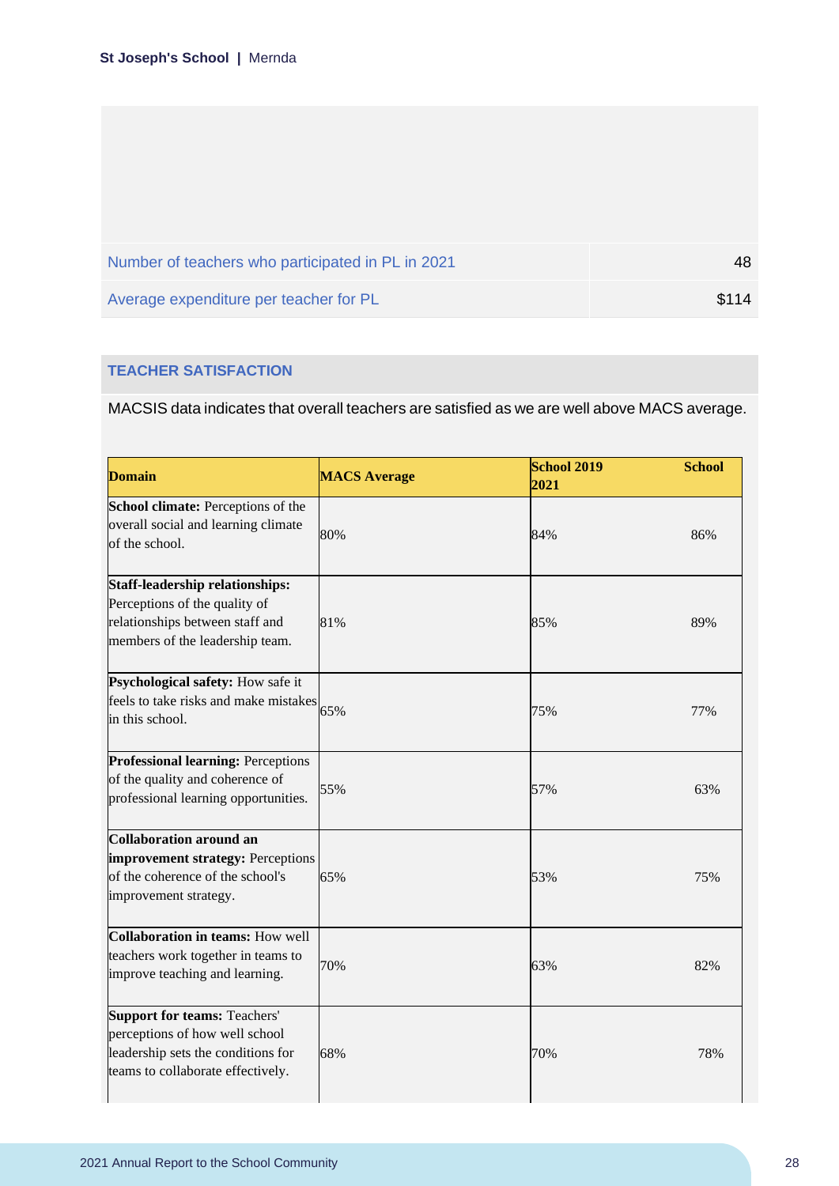| | |
|---|---|
| Number of teachers who participated in PL in 2021 | 48 |
| Average expenditure per teacher for PL | $114 |

## TEACHER SATISFACTION

MACSIS data indicates that overall teachers are satisfied as we are well above MACS average.

| Domain | MACS Average | School 2019 | School 2021 |
|---|---|---|---|
| **School climate:** Perceptions of the overall social and learning climate of the school. | 80% | 84% | 86% |
| **Staff-leadership relationships:** Perceptions of the quality of relationships between staff and members of the leadership team. | 81% | 85% | 89% |
| **Psychological safety:** How safe it feels to take risks and make mistakes in this school. | 65% | 75% | 77% |
| **Professional learning:** Perceptions of the quality and coherence of professional learning opportunities. | 55% | 57% | 63% |
| **Collaboration around an improvement strategy:** Perceptions of the coherence of the school's improvement strategy. | 65% | 53% | 75% |
| **Collaboration in teams:** How well teachers work together in teams to improve teaching and learning. | 70% | 63% | 82% |
| **Support for teams:** Teachers' perceptions of how well school leadership sets the conditions for teams to collaborate effectively. | 68% | 70% | 78% |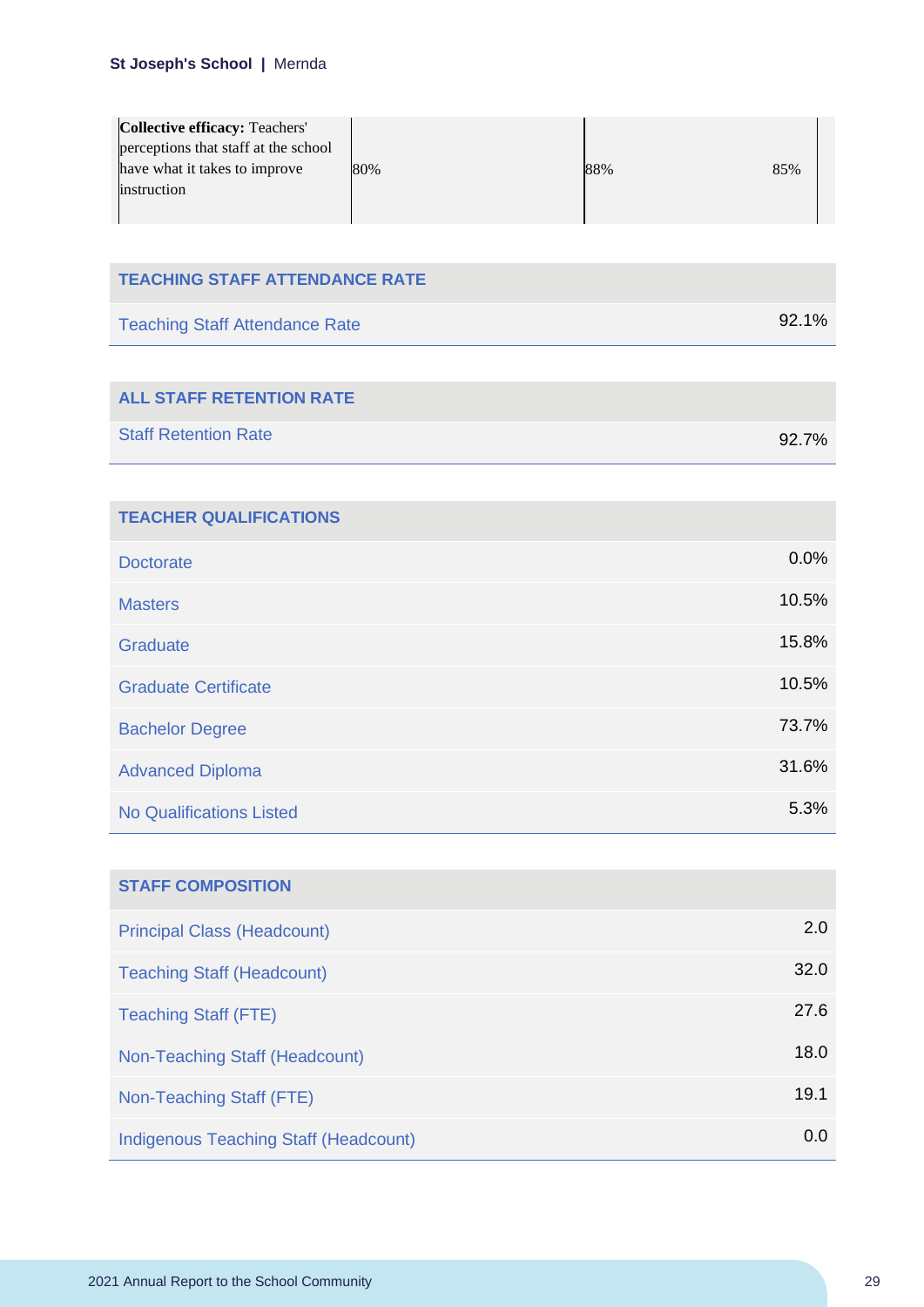| **Collective efficacy:** Teachers' perceptions that staff at the school have what it takes to improve instruction | 80% | 88% | 85% |
|---|---|---|---|

| TEACHING STAFF ATTENDANCE RATE | |
|---|---|
| Teaching Staff Attendance Rate | 92.1% |

| ALL STAFF RETENTION RATE | |
|---|---|
| Staff Retention Rate | 92.7% |

| TEACHER QUALIFICATIONS | |
|---|---|
| Doctorate | 0.0% |
| Masters | 10.5% |
| Graduate | 15.8% |
| Graduate Certificate | 10.5% |
| Bachelor Degree | 73.7% |
| Advanced Diploma | 31.6% |
| No Qualifications Listed | 5.3% |

| STAFF COMPOSITION | |
|---|---|
| Principal Class (Headcount) | 2.0 |
| Teaching Staff (Headcount) | 32.0 |
| Teaching Staff (FTE) | 27.6 |
| Non-Teaching Staff (Headcount) | 18.0 |
| Non-Teaching Staff (FTE) | 19.1 |
| Indigenous Teaching Staff (Headcount) | 0.0 |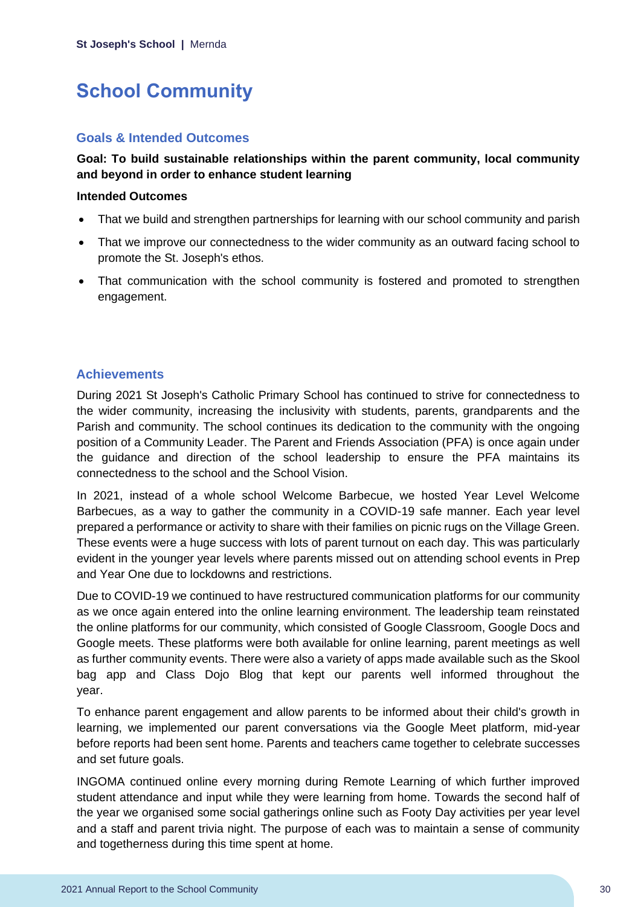# School Community

## Goals & Intended Outcomes

**Goal: To build sustainable relationships within the parent community, local community and beyond in order to enhance student learning**

**Intended Outcomes**

- That we build and strengthen partnerships for learning with our school community and parish
- That we improve our connectedness to the wider community as an outward facing school to promote the St. Joseph's ethos.
- That communication with the school community is fostered and promoted to strengthen engagement.

## Achievements

During 2021 St Joseph's Catholic Primary School has continued to strive for connectedness to the wider community, increasing the inclusivity with students, parents, grandparents and the Parish and community. The school continues its dedication to the community with the ongoing position of a Community Leader. The Parent and Friends Association (PFA) is once again under the guidance and direction of the school leadership to ensure the PFA maintains its connectedness to the school and the School Vision.

In 2021, instead of a whole school Welcome Barbecue, we hosted Year Level Welcome Barbecues, as a way to gather the community in a COVID-19 safe manner. Each year level prepared a performance or activity to share with their families on picnic rugs on the Village Green. These events were a huge success with lots of parent turnout on each day. This was particularly evident in the younger year levels where parents missed out on attending school events in Prep and Year One due to lockdowns and restrictions.

Due to COVID-19 we continued to have restructured communication platforms for our community as we once again entered into the online learning environment. The leadership team reinstated the online platforms for our community, which consisted of Google Classroom, Google Docs and Google meets. These platforms were both available for online learning, parent meetings as well as further community events. There were also a variety of apps made available such as the Skool bag app and Class Dojo Blog that kept our parents well informed throughout the year.

To enhance parent engagement and allow parents to be informed about their child's growth in learning, we implemented our parent conversations via the Google Meet platform, mid-year before reports had been sent home. Parents and teachers came together to celebrate successes and set future goals.

INGOMA continued online every morning during Remote Learning of which further improved student attendance and input while they were learning from home. Towards the second half of the year we organised some social gatherings online such as Footy Day activities per year level and a staff and parent trivia night. The purpose of each was to maintain a sense of community and togetherness during this time spent at home.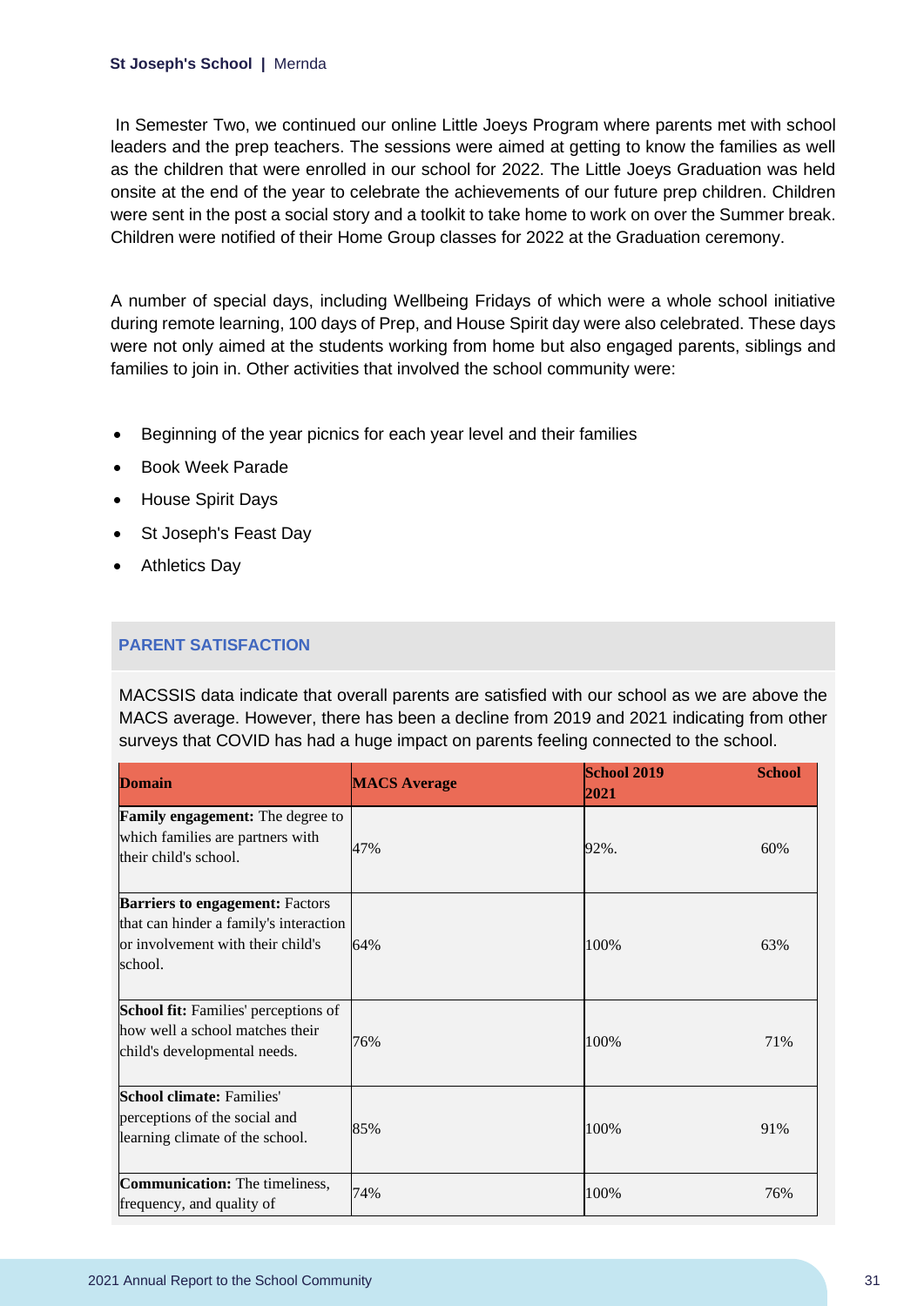In Semester Two, we continued our online Little Joeys Program where parents met with school leaders and the prep teachers. The sessions were aimed at getting to know the families as well as the children that were enrolled in our school for 2022. The Little Joeys Graduation was held onsite at the end of the year to celebrate the achievements of our future prep children. Children were sent in the post a social story and a toolkit to take home to work on over the Summer break. Children were notified of their Home Group classes for 2022 at the Graduation ceremony.

A number of special days, including Wellbeing Fridays of which were a whole school initiative during remote learning, 100 days of Prep, and House Spirit day were also celebrated. These days were not only aimed at the students working from home but also engaged parents, siblings and families to join in. Other activities that involved the school community were:

- Beginning of the year picnics for each year level and their families
- Book Week Parade
- House Spirit Days
- St Joseph's Feast Day
- Athletics Day

## PARENT SATISFACTION

MACSSIS data indicate that overall parents are satisfied with our school as we are above the MACS average. However, there has been a decline from 2019 and 2021 indicating from other surveys that COVID has had a huge impact on parents feeling connected to the school.

| Domain | MACS Average | School 2019 | School 2021 |
|---|---|---|---|
| **Family engagement:** The degree to which families are partners with their child's school. | 47% | 92%. | 60% |
| **Barriers to engagement:** Factors that can hinder a family's interaction or involvement with their child's school. | 64% | 100% | 63% |
| **School fit:** Families' perceptions of how well a school matches their child's developmental needs. | 76% | 100% | 71% |
| **School climate:** Families' perceptions of the social and learning climate of the school. | 85% | 100% | 91% |
| **Communication:** The timeliness, frequency, and quality of | 74% | 100% | 76% |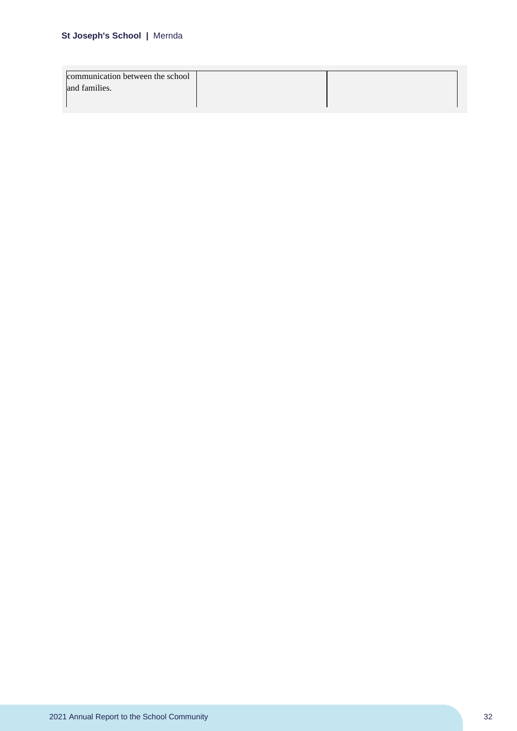| | | |
|---|---|---|
| communication between the school and families. | | |